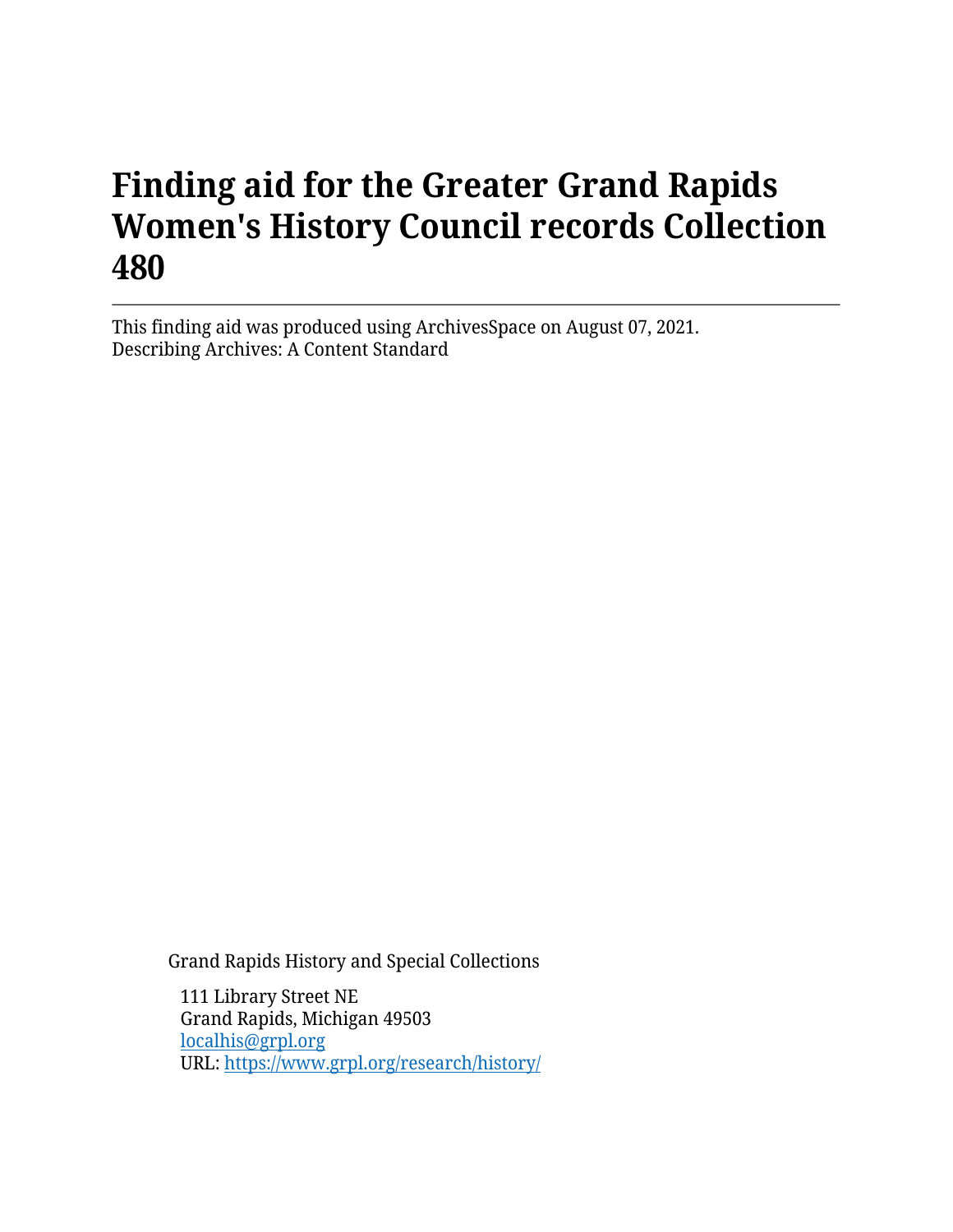# Finding aid for the Greater Grand Rapids Women's History Council records Collection 480

This finding aid was produced using ArchivesSpace on August 07, 2021.
Describing Archives: A Content Standard

Grand Rapids History and Special Collections

111 Library Street NE
Grand Rapids, Michigan 49503
localhis@grpl.org
URL: https://www.grpl.org/research/history/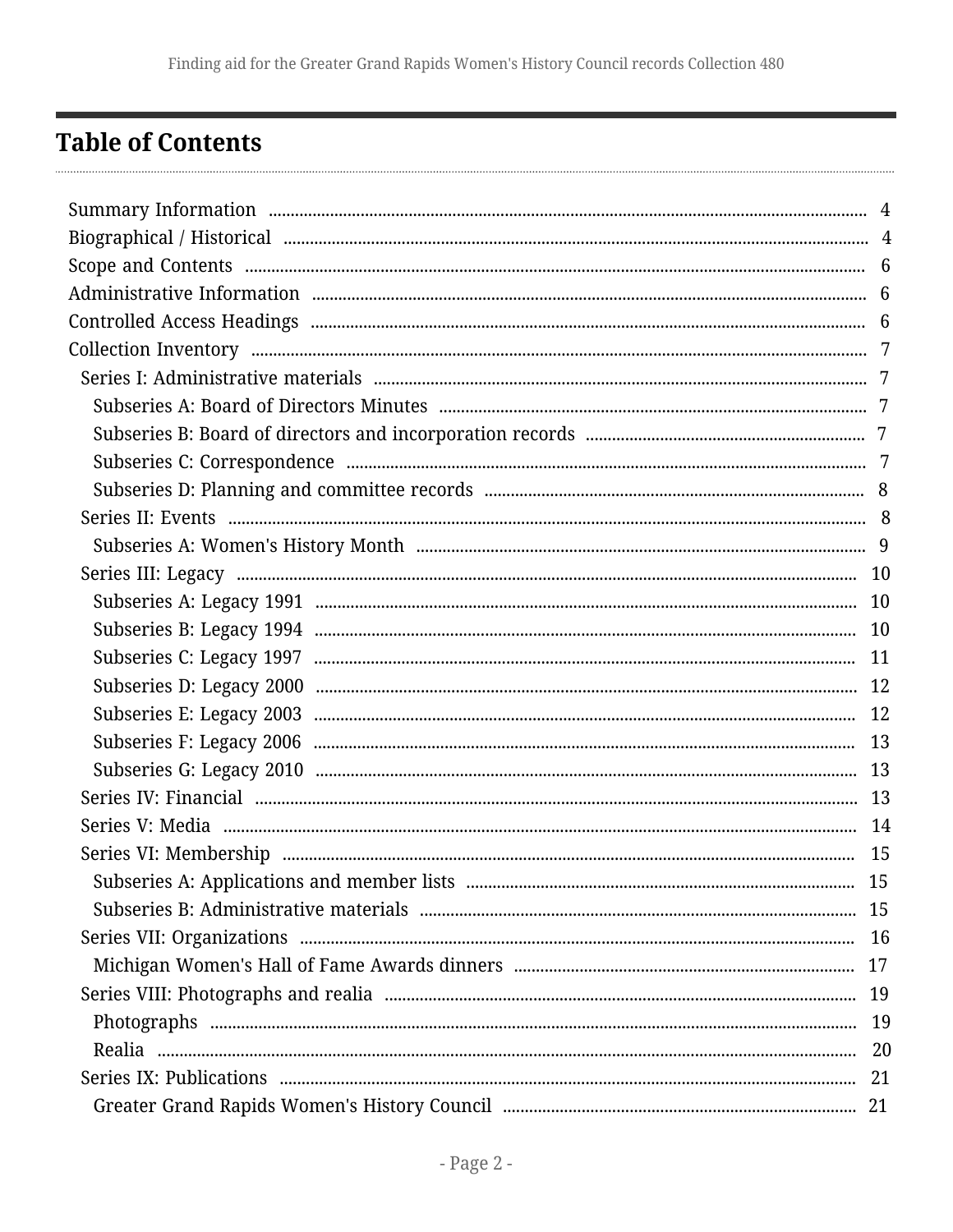## Table of Contents

- Summary Information ... 4
- Biographical / Historical ... 4
- Scope and Contents ... 6
- Administrative Information ... 6
- Controlled Access Headings ... 6
- Collection Inventory ... 7
  - Series I: Administrative materials ... 7
    - Subseries A: Board of Directors Minutes ... 7
    - Subseries B: Board of directors and incorporation records ... 7
    - Subseries C: Correspondence ... 7
    - Subseries D: Planning and committee records ... 8
  - Series II: Events ... 8
    - Subseries A: Women's History Month ... 9
  - Series III: Legacy ... 10
    - Subseries A: Legacy 1991 ... 10
    - Subseries B: Legacy 1994 ... 10
    - Subseries C: Legacy 1997 ... 11
    - Subseries D: Legacy 2000 ... 12
    - Subseries E: Legacy 2003 ... 12
    - Subseries F: Legacy 2006 ... 13
    - Subseries G: Legacy 2010 ... 13
  - Series IV: Financial ... 13
  - Series V: Media ... 14
  - Series VI: Membership ... 15
    - Subseries A: Applications and member lists ... 15
    - Subseries B: Administrative materials ... 15
  - Series VII: Organizations ... 16
    - Michigan Women's Hall of Fame Awards dinners ... 17
  - Series VIII: Photographs and realia ... 19
    - Photographs ... 19
    - Realia ... 20
  - Series IX: Publications ... 21
    - Greater Grand Rapids Women's History Council ... 21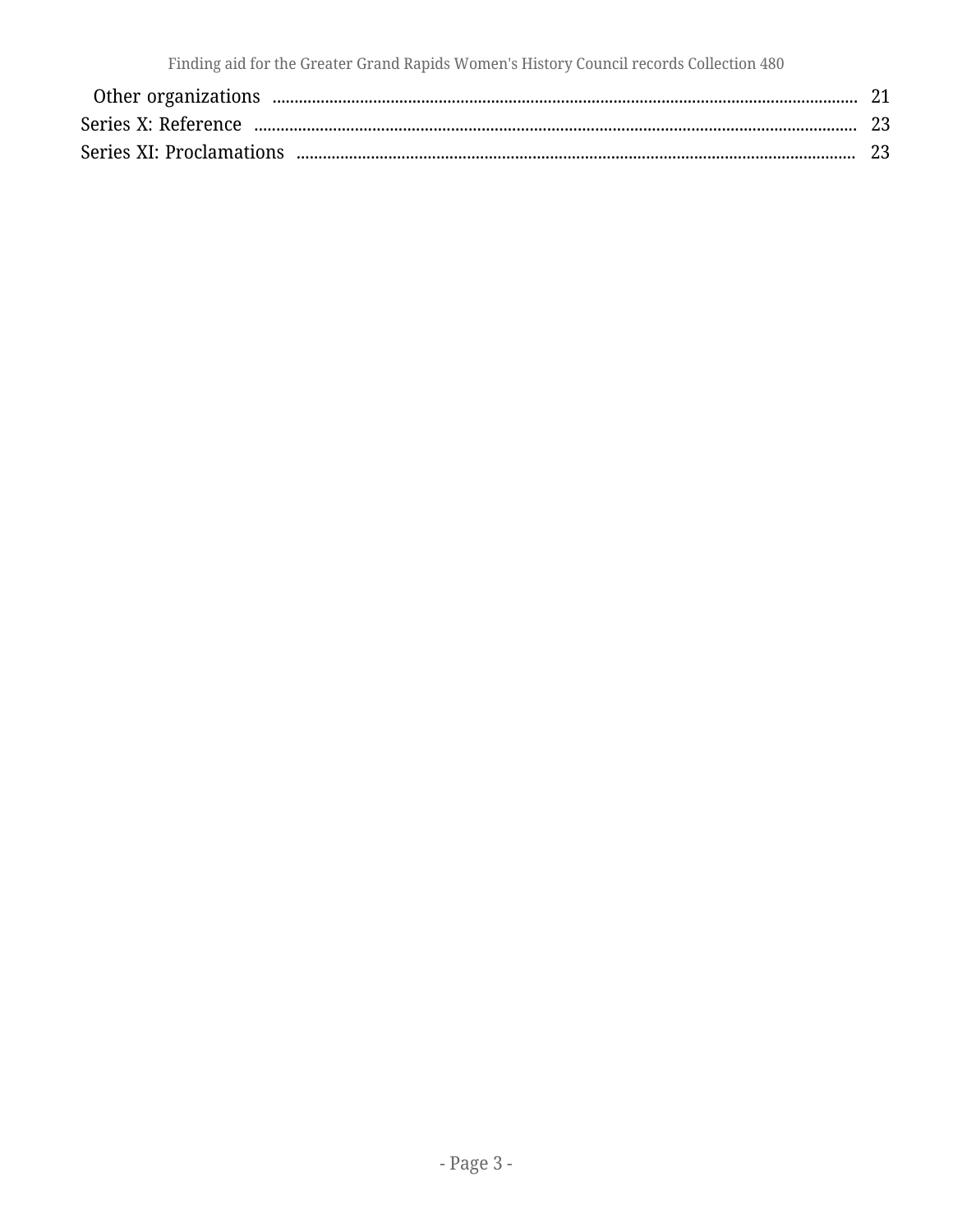- Other organizations ........ 21
- Series X: Reference ........ 23
- Series XI: Proclamations ........ 23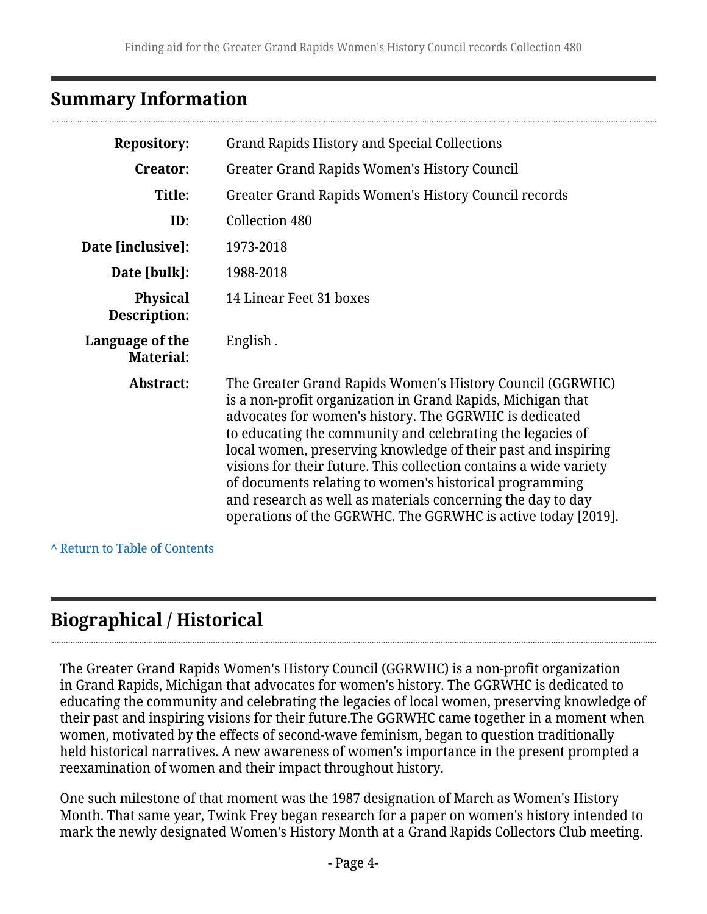## Summary Information

| | |
|---|---|
| **Repository:** | Grand Rapids History and Special Collections |
| **Creator:** | Greater Grand Rapids Women's History Council |
| **Title:** | Greater Grand Rapids Women's History Council records |
| **ID:** | Collection 480 |
| **Date [inclusive]:** | 1973-2018 |
| **Date [bulk]:** | 1988-2018 |
| **Physical Description:** | 14 Linear Feet 31 boxes |
| **Language of the Material:** | English . |
| **Abstract:** | The Greater Grand Rapids Women's History Council (GGRWHC) is a non-profit organization in Grand Rapids, Michigan that advocates for women's history. The GGRWHC is dedicated to educating the community and celebrating the legacies of local women, preserving knowledge of their past and inspiring visions for their future. This collection contains a wide variety of documents relating to women's historical programming and research as well as materials concerning the day to day operations of the GGRWHC. The GGRWHC is active today [2019]. |

^ Return to Table of Contents

## Biographical / Historical

The Greater Grand Rapids Women's History Council (GGRWHC) is a non-profit organization in Grand Rapids, Michigan that advocates for women's history. The GGRWHC is dedicated to educating the community and celebrating the legacies of local women, preserving knowledge of their past and inspiring visions for their future.The GGRWHC came together in a moment when women, motivated by the effects of second-wave feminism, began to question traditionally held historical narratives. A new awareness of women's importance in the present prompted a reexamination of women and their impact throughout history.

One such milestone of that moment was the 1987 designation of March as Women's History Month. That same year, Twink Frey began research for a paper on women's history intended to mark the newly designated Women's History Month at a Grand Rapids Collectors Club meeting.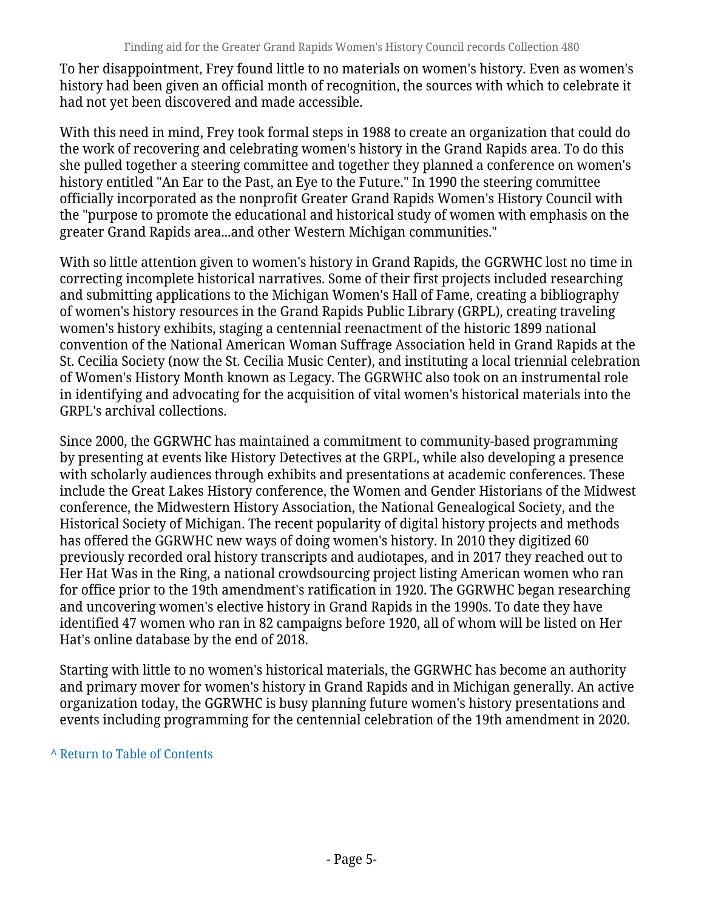To her disappointment, Frey found little to no materials on women's history. Even as women's history had been given an official month of recognition, the sources with which to celebrate it had not yet been discovered and made accessible.

With this need in mind, Frey took formal steps in 1988 to create an organization that could do the work of recovering and celebrating women's history in the Grand Rapids area. To do this she pulled together a steering committee and together they planned a conference on women's history entitled "An Ear to the Past, an Eye to the Future." In 1990 the steering committee officially incorporated as the nonprofit Greater Grand Rapids Women's History Council with the "purpose to promote the educational and historical study of women with emphasis on the greater Grand Rapids area...and other Western Michigan communities."

With so little attention given to women's history in Grand Rapids, the GGRWHC lost no time in correcting incomplete historical narratives. Some of their first projects included researching and submitting applications to the Michigan Women's Hall of Fame, creating a bibliography of women's history resources in the Grand Rapids Public Library (GRPL), creating traveling women's history exhibits, staging a centennial reenactment of the historic 1899 national convention of the National American Woman Suffrage Association held in Grand Rapids at the St. Cecilia Society (now the St. Cecilia Music Center), and instituting a local triennial celebration of Women's History Month known as Legacy. The GGRWHC also took on an instrumental role in identifying and advocating for the acquisition of vital women's historical materials into the GRPL's archival collections.

Since 2000, the GGRWHC has maintained a commitment to community-based programming by presenting at events like History Detectives at the GRPL, while also developing a presence with scholarly audiences through exhibits and presentations at academic conferences. These include the Great Lakes History conference, the Women and Gender Historians of the Midwest conference, the Midwestern History Association, the National Genealogical Society, and the Historical Society of Michigan. The recent popularity of digital history projects and methods has offered the GGRWHC new ways of doing women's history. In 2010 they digitized 60 previously recorded oral history transcripts and audiotapes, and in 2017 they reached out to Her Hat Was in the Ring, a national crowdsourcing project listing American women who ran for office prior to the 19th amendment's ratification in 1920. The GGRWHC began researching and uncovering women's elective history in Grand Rapids in the 1990s. To date they have identified 47 women who ran in 82 campaigns before 1920, all of whom will be listed on Her Hat's online database by the end of 2018.

Starting with little to no women's historical materials, the GGRWHC has become an authority and primary mover for women's history in Grand Rapids and in Michigan generally. An active organization today, the GGRWHC is busy planning future women's history presentations and events including programming for the centennial celebration of the 19th amendment in 2020.

^ Return to Table of Contents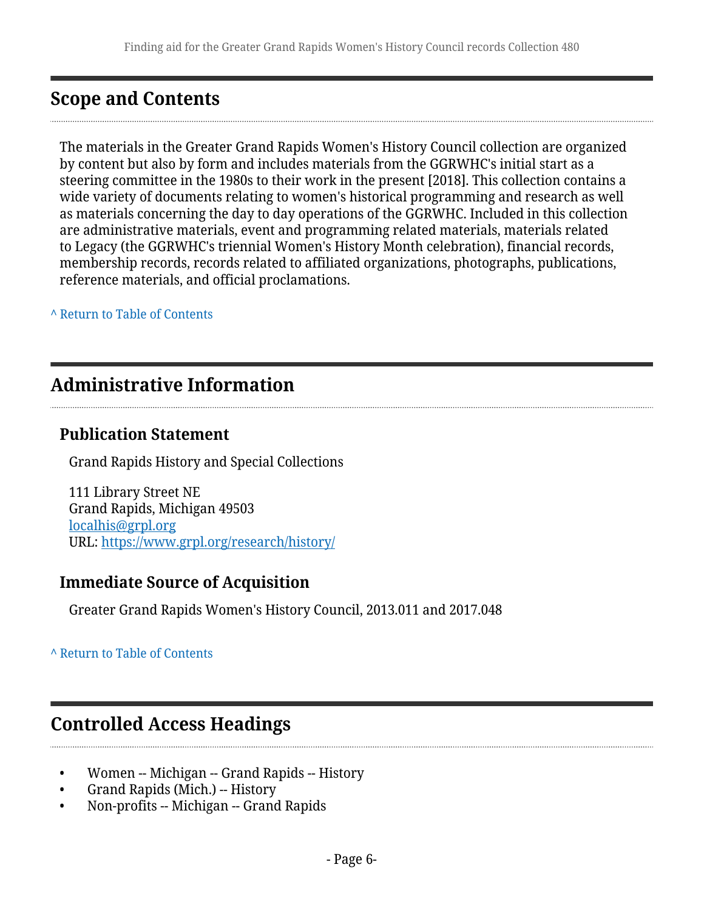## Scope and Contents

The materials in the Greater Grand Rapids Women's History Council collection are organized by content but also by form and includes materials from the GGRWHC's initial start as a steering committee in the 1980s to their work in the present [2018]. This collection contains a wide variety of documents relating to women's historical programming and research as well as materials concerning the day to day operations of the GGRWHC. Included in this collection are administrative materials, event and programming related materials, materials related to Legacy (the GGRWHC's triennial Women's History Month celebration), financial records, membership records, records related to affiliated organizations, photographs, publications, reference materials, and official proclamations.

^ Return to Table of Contents

## Administrative Information

### Publication Statement

Grand Rapids History and Special Collections

111 Library Street NE
Grand Rapids, Michigan 49503
localhis@grpl.org
URL: https://www.grpl.org/research/history/

### Immediate Source of Acquisition

Greater Grand Rapids Women's History Council, 2013.011 and 2017.048

^ Return to Table of Contents

## Controlled Access Headings

- Women -- Michigan -- Grand Rapids -- History
- Grand Rapids (Mich.) -- History
- Non-profits -- Michigan -- Grand Rapids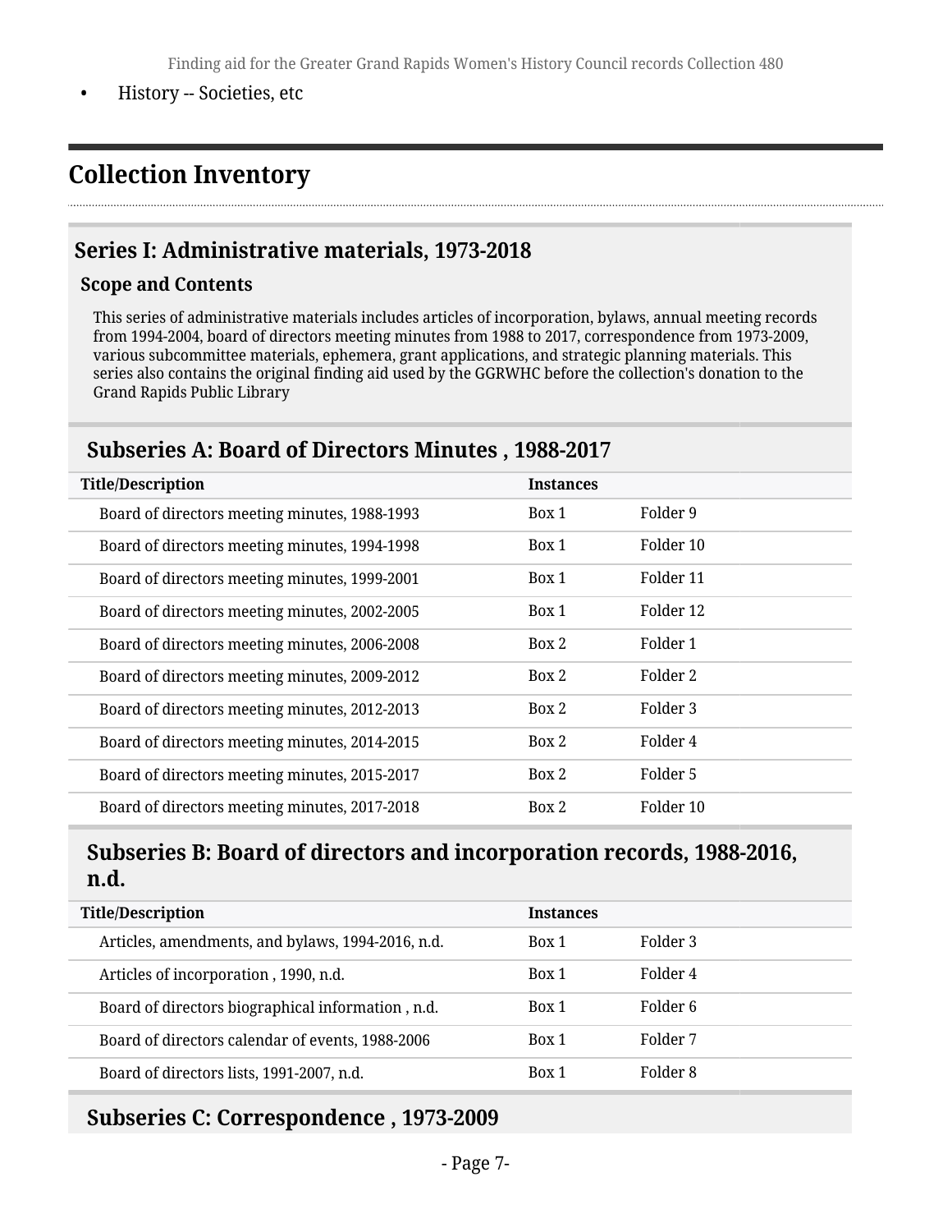- History -- Societies, etc

## Collection Inventory

### Series I: Administrative materials, 1973-2018

#### Scope and Contents

This series of administrative materials includes articles of incorporation, bylaws, annual meeting records from 1994-2004, board of directors meeting minutes from 1988 to 2017, correspondence from 1973-2009, various subcommittee materials, ephemera, grant applications, and strategic planning materials. This series also contains the original finding aid used by the GGRWHC before the collection's donation to the Grand Rapids Public Library

### Subseries A: Board of Directors Minutes , 1988-2017

| Title/Description | Instances | |
|---|---|---|
| Board of directors meeting minutes, 1988-1993 | Box 1 | Folder 9 |
| Board of directors meeting minutes, 1994-1998 | Box 1 | Folder 10 |
| Board of directors meeting minutes, 1999-2001 | Box 1 | Folder 11 |
| Board of directors meeting minutes, 2002-2005 | Box 1 | Folder 12 |
| Board of directors meeting minutes, 2006-2008 | Box 2 | Folder 1 |
| Board of directors meeting minutes, 2009-2012 | Box 2 | Folder 2 |
| Board of directors meeting minutes, 2012-2013 | Box 2 | Folder 3 |
| Board of directors meeting minutes, 2014-2015 | Box 2 | Folder 4 |
| Board of directors meeting minutes, 2015-2017 | Box 2 | Folder 5 |
| Board of directors meeting minutes, 2017-2018 | Box 2 | Folder 10 |

### Subseries B: Board of directors and incorporation records, 1988-2016, n.d.

| Title/Description | Instances | |
|---|---|---|
| Articles, amendments, and bylaws, 1994-2016, n.d. | Box 1 | Folder 3 |
| Articles of incorporation , 1990, n.d. | Box 1 | Folder 4 |
| Board of directors biographical information , n.d. | Box 1 | Folder 6 |
| Board of directors calendar of events, 1988-2006 | Box 1 | Folder 7 |
| Board of directors lists, 1991-2007, n.d. | Box 1 | Folder 8 |

### Subseries C: Correspondence , 1973-2009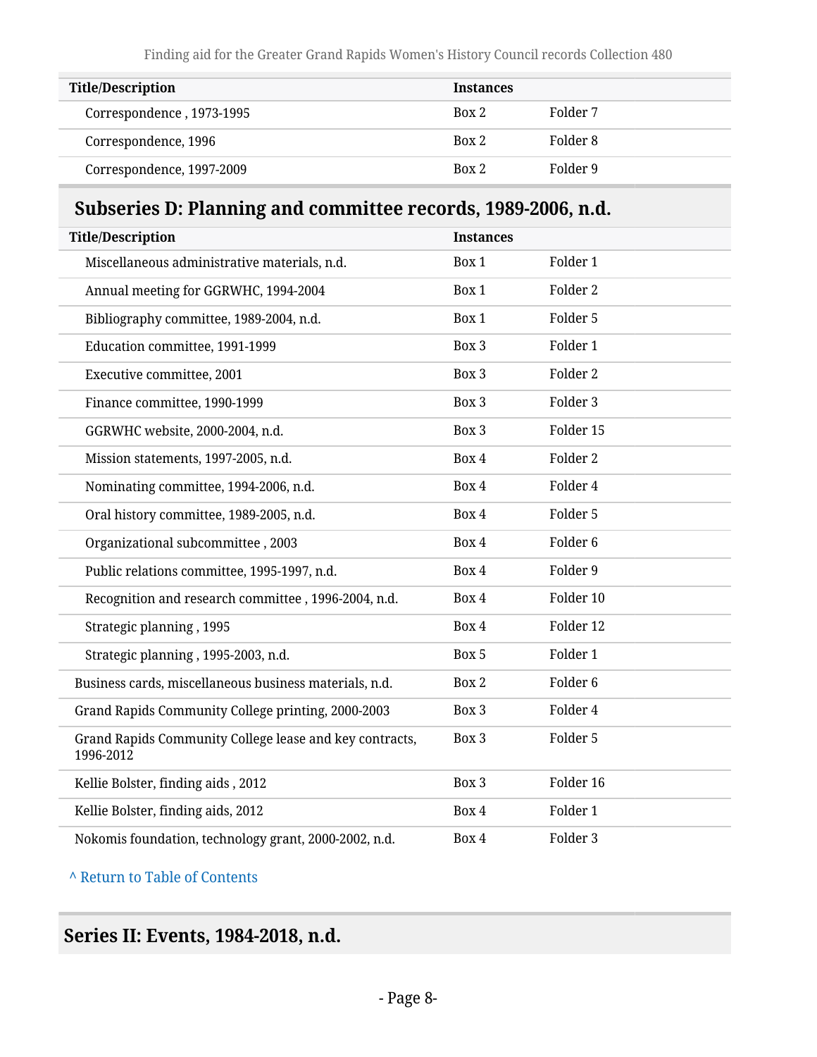| Title/Description | Instances | |
|---|---|---|
| Correspondence , 1973-1995 | Box 2 | Folder 7 |
| Correspondence, 1996 | Box 2 | Folder 8 |
| Correspondence, 1997-2009 | Box 2 | Folder 9 |

## Subseries D: Planning and committee records, 1989-2006, n.d.

| Title/Description | Instances | |
|---|---|---|
| Miscellaneous administrative materials, n.d. | Box 1 | Folder 1 |
| Annual meeting for GGRWHC, 1994-2004 | Box 1 | Folder 2 |
| Bibliography committee, 1989-2004, n.d. | Box 1 | Folder 5 |
| Education committee, 1991-1999 | Box 3 | Folder 1 |
| Executive committee, 2001 | Box 3 | Folder 2 |
| Finance committee, 1990-1999 | Box 3 | Folder 3 |
| GGRWHC website, 2000-2004, n.d. | Box 3 | Folder 15 |
| Mission statements, 1997-2005, n.d. | Box 4 | Folder 2 |
| Nominating committee, 1994-2006, n.d. | Box 4 | Folder 4 |
| Oral history committee, 1989-2005, n.d. | Box 4 | Folder 5 |
| Organizational subcommittee , 2003 | Box 4 | Folder 6 |
| Public relations committee, 1995-1997, n.d. | Box 4 | Folder 9 |
| Recognition and research committee , 1996-2004, n.d. | Box 4 | Folder 10 |
| Strategic planning , 1995 | Box 4 | Folder 12 |
| Strategic planning , 1995-2003, n.d. | Box 5 | Folder 1 |
| Business cards, miscellaneous business materials, n.d. | Box 2 | Folder 6 |
| Grand Rapids Community College printing, 2000-2003 | Box 3 | Folder 4 |
| Grand Rapids Community College lease and key contracts, 1996-2012 | Box 3 | Folder 5 |
| Kellie Bolster, finding aids , 2012 | Box 3 | Folder 16 |
| Kellie Bolster, finding aids, 2012 | Box 4 | Folder 1 |
| Nokomis foundation, technology grant, 2000-2002, n.d. | Box 4 | Folder 3 |

^ Return to Table of Contents

# Series II: Events, 1984-2018, n.d.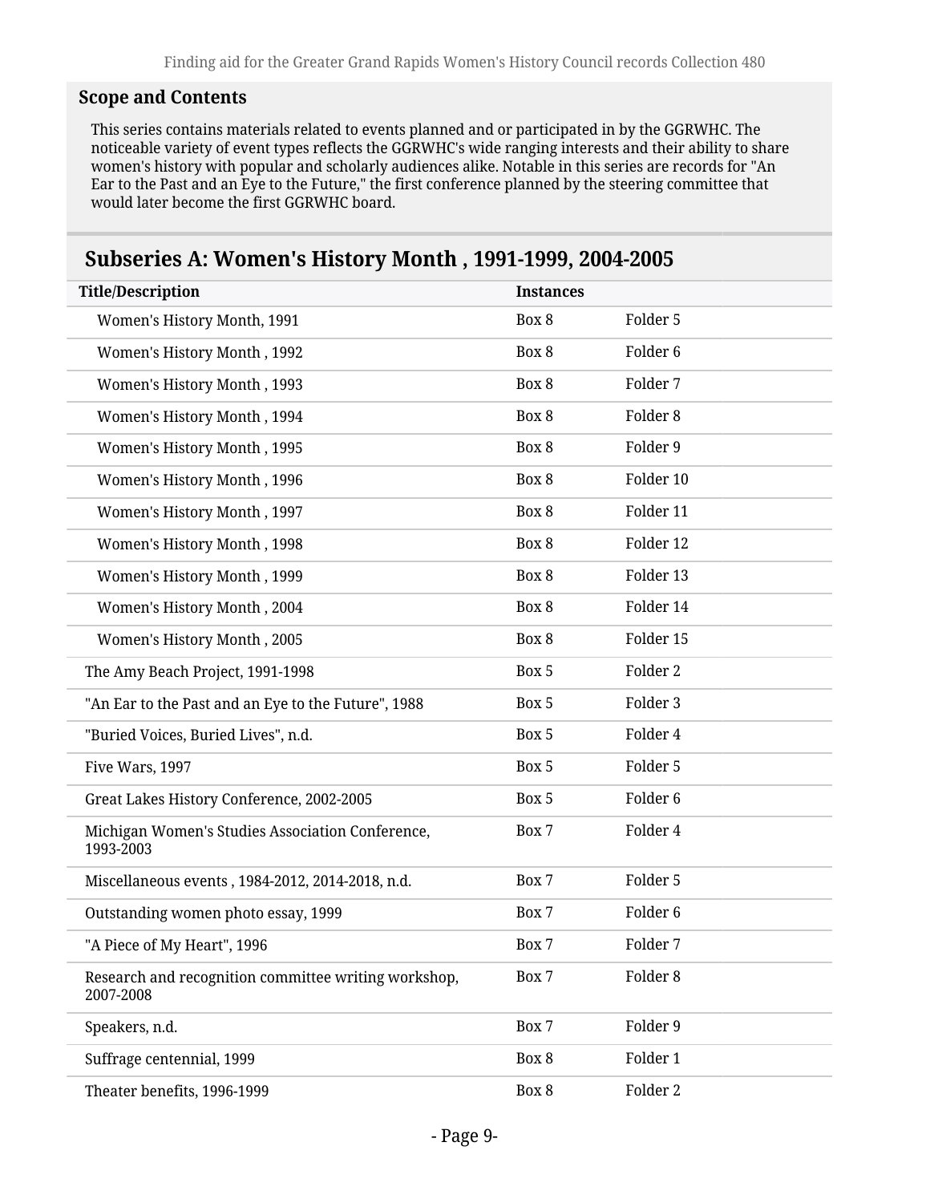### Scope and Contents

This series contains materials related to events planned and or participated in by the GGRWHC. The noticeable variety of event types reflects the GGRWHC's wide ranging interests and their ability to share women's history with popular and scholarly audiences alike. Notable in this series are records for "An Ear to the Past and an Eye to the Future," the first conference planned by the steering committee that would later become the first GGRWHC board.

## Subseries A: Women's History Month , 1991-1999, 2004-2005

| Title/Description | Instances | |
|---|---|---|
| Women's History Month, 1991 | Box 8 | Folder 5 |
| Women's History Month , 1992 | Box 8 | Folder 6 |
| Women's History Month , 1993 | Box 8 | Folder 7 |
| Women's History Month , 1994 | Box 8 | Folder 8 |
| Women's History Month , 1995 | Box 8 | Folder 9 |
| Women's History Month , 1996 | Box 8 | Folder 10 |
| Women's History Month , 1997 | Box 8 | Folder 11 |
| Women's History Month , 1998 | Box 8 | Folder 12 |
| Women's History Month , 1999 | Box 8 | Folder 13 |
| Women's History Month , 2004 | Box 8 | Folder 14 |
| Women's History Month , 2005 | Box 8 | Folder 15 |
| The Amy Beach Project, 1991-1998 | Box 5 | Folder 2 |
| "An Ear to the Past and an Eye to the Future", 1988 | Box 5 | Folder 3 |
| "Buried Voices, Buried Lives", n.d. | Box 5 | Folder 4 |
| Five Wars, 1997 | Box 5 | Folder 5 |
| Great Lakes History Conference, 2002-2005 | Box 5 | Folder 6 |
| Michigan Women's Studies Association Conference, 1993-2003 | Box 7 | Folder 4 |
| Miscellaneous events , 1984-2012, 2014-2018, n.d. | Box 7 | Folder 5 |
| Outstanding women photo essay, 1999 | Box 7 | Folder 6 |
| "A Piece of My Heart", 1996 | Box 7 | Folder 7 |
| Research and recognition committee writing workshop, 2007-2008 | Box 7 | Folder 8 |
| Speakers, n.d. | Box 7 | Folder 9 |
| Suffrage centennial, 1999 | Box 8 | Folder 1 |
| Theater benefits, 1996-1999 | Box 8 | Folder 2 |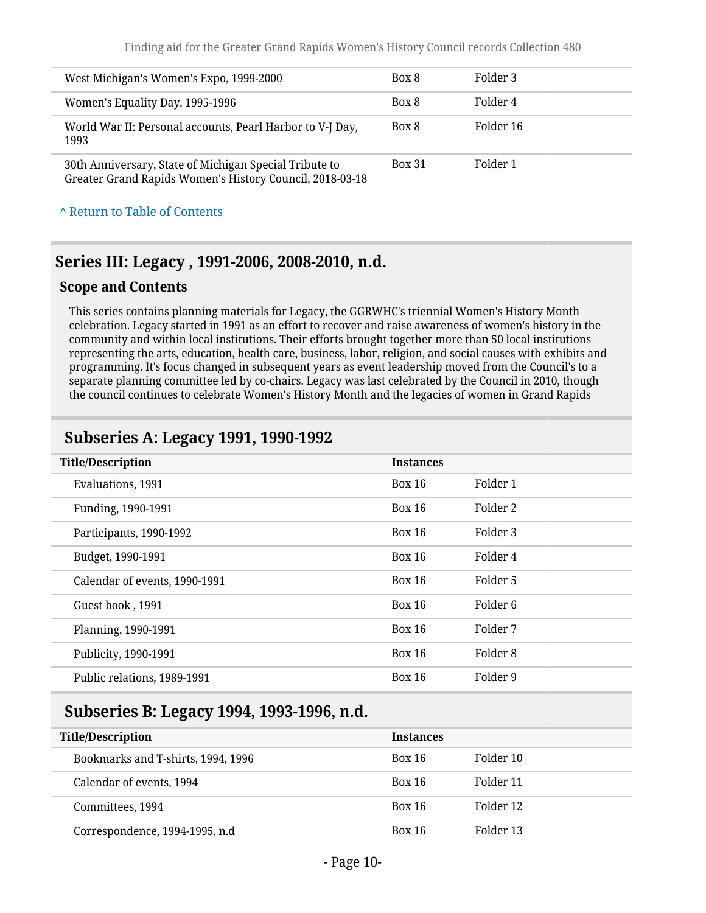| | | |
|---|---|---|
| West Michigan's Women's Expo, 1999-2000 | Box 8 | Folder 3 |
| Women's Equality Day, 1995-1996 | Box 8 | Folder 4 |
| World War II: Personal accounts, Pearl Harbor to V-J Day, 1993 | Box 8 | Folder 16 |
| 30th Anniversary, State of Michigan Special Tribute to Greater Grand Rapids Women's History Council, 2018-03-18 | Box 31 | Folder 1 |

^ Return to Table of Contents

## Series III: Legacy , 1991-2006, 2008-2010, n.d.

### Scope and Contents

This series contains planning materials for Legacy, the GGRWHC's triennial Women's History Month celebration. Legacy started in 1991 as an effort to recover and raise awareness of women's history in the community and within local institutions. Their efforts brought together more than 50 local institutions representing the arts, education, health care, business, labor, religion, and social causes with exhibits and programming. It's focus changed in subsequent years as event leadership moved from the Council's to a separate planning committee led by co-chairs. Legacy was last celebrated by the Council in 2010, though the council continues to celebrate Women's History Month and the legacies of women in Grand Rapids

### Subseries A: Legacy 1991, 1990-1992

| Title/Description | Instances | |
|---|---|---|
| Evaluations, 1991 | Box 16 | Folder 1 |
| Funding, 1990-1991 | Box 16 | Folder 2 |
| Participants, 1990-1992 | Box 16 | Folder 3 |
| Budget, 1990-1991 | Box 16 | Folder 4 |
| Calendar of events, 1990-1991 | Box 16 | Folder 5 |
| Guest book , 1991 | Box 16 | Folder 6 |
| Planning, 1990-1991 | Box 16 | Folder 7 |
| Publicity, 1990-1991 | Box 16 | Folder 8 |
| Public relations, 1989-1991 | Box 16 | Folder 9 |

### Subseries B: Legacy 1994, 1993-1996, n.d.

| Title/Description | Instances | |
|---|---|---|
| Bookmarks and T-shirts, 1994, 1996 | Box 16 | Folder 10 |
| Calendar of events, 1994 | Box 16 | Folder 11 |
| Committees, 1994 | Box 16 | Folder 12 |
| Correspondence, 1994-1995, n.d | Box 16 | Folder 13 |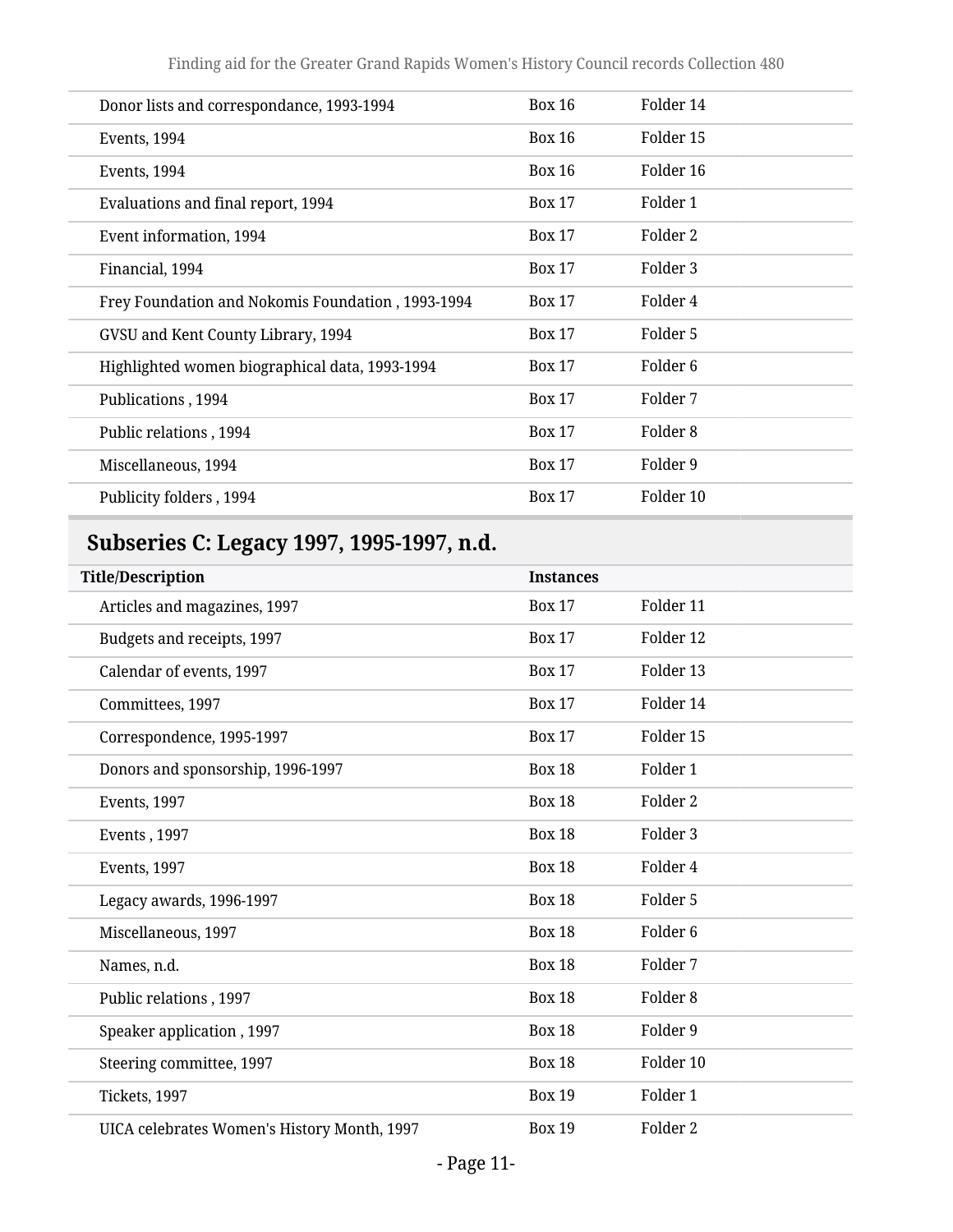| | | |
|---|---|---|
| Donor lists and correspondance, 1993-1994 | Box 16 | Folder 14 |
| Events, 1994 | Box 16 | Folder 15 |
| Events, 1994 | Box 16 | Folder 16 |
| Evaluations and final report, 1994 | Box 17 | Folder 1 |
| Event information, 1994 | Box 17 | Folder 2 |
| Financial, 1994 | Box 17 | Folder 3 |
| Frey Foundation and Nokomis Foundation , 1993-1994 | Box 17 | Folder 4 |
| GVSU and Kent County Library, 1994 | Box 17 | Folder 5 |
| Highlighted women biographical data, 1993-1994 | Box 17 | Folder 6 |
| Publications , 1994 | Box 17 | Folder 7 |
| Public relations , 1994 | Box 17 | Folder 8 |
| Miscellaneous, 1994 | Box 17 | Folder 9 |
| Publicity folders , 1994 | Box 17 | Folder 10 |

## Subseries C: Legacy 1997, 1995-1997, n.d.

| Title/Description | Instances | |
|---|---|---|
| Articles and magazines, 1997 | Box 17 | Folder 11 |
| Budgets and receipts, 1997 | Box 17 | Folder 12 |
| Calendar of events, 1997 | Box 17 | Folder 13 |
| Committees, 1997 | Box 17 | Folder 14 |
| Correspondence, 1995-1997 | Box 17 | Folder 15 |
| Donors and sponsorship, 1996-1997 | Box 18 | Folder 1 |
| Events, 1997 | Box 18 | Folder 2 |
| Events , 1997 | Box 18 | Folder 3 |
| Events, 1997 | Box 18 | Folder 4 |
| Legacy awards, 1996-1997 | Box 18 | Folder 5 |
| Miscellaneous, 1997 | Box 18 | Folder 6 |
| Names, n.d. | Box 18 | Folder 7 |
| Public relations , 1997 | Box 18 | Folder 8 |
| Speaker application , 1997 | Box 18 | Folder 9 |
| Steering committee, 1997 | Box 18 | Folder 10 |
| Tickets, 1997 | Box 19 | Folder 1 |
| UICA celebrates Women's History Month, 1997 | Box 19 | Folder 2 |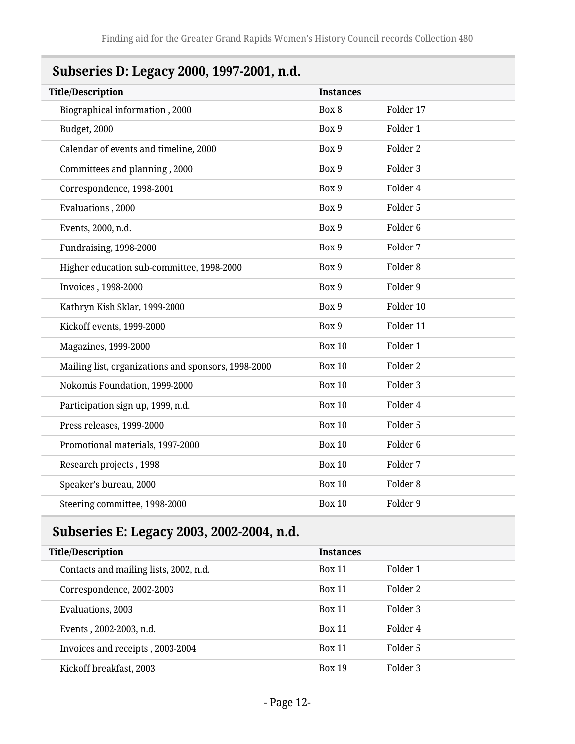## Subseries D: Legacy 2000, 1997-2001, n.d.

| Title/Description | Instances | |
|---|---|---|
| Biographical information , 2000 | Box 8 | Folder 17 |
| Budget, 2000 | Box 9 | Folder 1 |
| Calendar of events and timeline, 2000 | Box 9 | Folder 2 |
| Committees and planning , 2000 | Box 9 | Folder 3 |
| Correspondence, 1998-2001 | Box 9 | Folder 4 |
| Evaluations , 2000 | Box 9 | Folder 5 |
| Events, 2000, n.d. | Box 9 | Folder 6 |
| Fundraising, 1998-2000 | Box 9 | Folder 7 |
| Higher education sub-committee, 1998-2000 | Box 9 | Folder 8 |
| Invoices , 1998-2000 | Box 9 | Folder 9 |
| Kathryn Kish Sklar, 1999-2000 | Box 9 | Folder 10 |
| Kickoff events, 1999-2000 | Box 9 | Folder 11 |
| Magazines, 1999-2000 | Box 10 | Folder 1 |
| Mailing list, organizations and sponsors, 1998-2000 | Box 10 | Folder 2 |
| Nokomis Foundation, 1999-2000 | Box 10 | Folder 3 |
| Participation sign up, 1999, n.d. | Box 10 | Folder 4 |
| Press releases, 1999-2000 | Box 10 | Folder 5 |
| Promotional materials, 1997-2000 | Box 10 | Folder 6 |
| Research projects , 1998 | Box 10 | Folder 7 |
| Speaker's bureau, 2000 | Box 10 | Folder 8 |
| Steering committee, 1998-2000 | Box 10 | Folder 9 |

## Subseries E: Legacy 2003, 2002-2004, n.d.

| Title/Description | Instances | |
|---|---|---|
| Contacts and mailing lists, 2002, n.d. | Box 11 | Folder 1 |
| Correspondence, 2002-2003 | Box 11 | Folder 2 |
| Evaluations, 2003 | Box 11 | Folder 3 |
| Events , 2002-2003, n.d. | Box 11 | Folder 4 |
| Invoices and receipts , 2003-2004 | Box 11 | Folder 5 |
| Kickoff breakfast, 2003 | Box 19 | Folder 3 |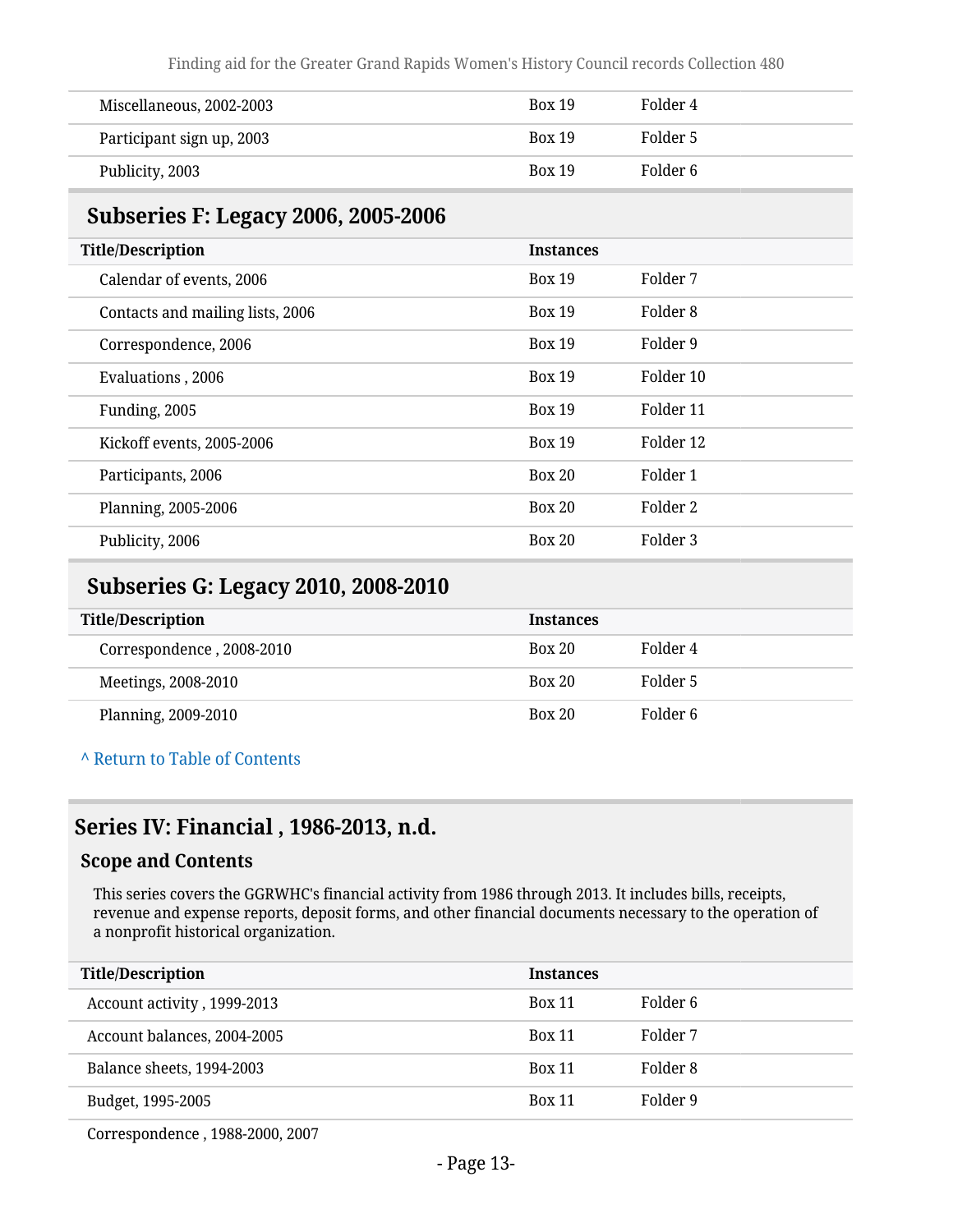| | | |
|---|---|---|
| Miscellaneous, 2002-2003 | Box 19 | Folder 4 |
| Participant sign up, 2003 | Box 19 | Folder 5 |
| Publicity, 2003 | Box 19 | Folder 6 |

## Subseries F: Legacy 2006, 2005-2006

| Title/Description | Instances | |
|---|---|---|
| Calendar of events, 2006 | Box 19 | Folder 7 |
| Contacts and mailing lists, 2006 | Box 19 | Folder 8 |
| Correspondence, 2006 | Box 19 | Folder 9 |
| Evaluations , 2006 | Box 19 | Folder 10 |
| Funding, 2005 | Box 19 | Folder 11 |
| Kickoff events, 2005-2006 | Box 19 | Folder 12 |
| Participants, 2006 | Box 20 | Folder 1 |
| Planning, 2005-2006 | Box 20 | Folder 2 |
| Publicity, 2006 | Box 20 | Folder 3 |

## Subseries G: Legacy 2010, 2008-2010

| Title/Description | Instances | |
|---|---|---|
| Correspondence , 2008-2010 | Box 20 | Folder 4 |
| Meetings, 2008-2010 | Box 20 | Folder 5 |
| Planning, 2009-2010 | Box 20 | Folder 6 |

^ Return to Table of Contents

## Series IV: Financial , 1986-2013, n.d.

### Scope and Contents

This series covers the GGRWHC's financial activity from 1986 through 2013. It includes bills, receipts, revenue and expense reports, deposit forms, and other financial documents necessary to the operation of a nonprofit historical organization.

| Title/Description | Instances | |
|---|---|---|
| Account activity , 1999-2013 | Box 11 | Folder 6 |
| Account balances, 2004-2005 | Box 11 | Folder 7 |
| Balance sheets, 1994-2003 | Box 11 | Folder 8 |
| Budget, 1995-2005 | Box 11 | Folder 9 |
| Correspondence , 1988-2000, 2007 | | |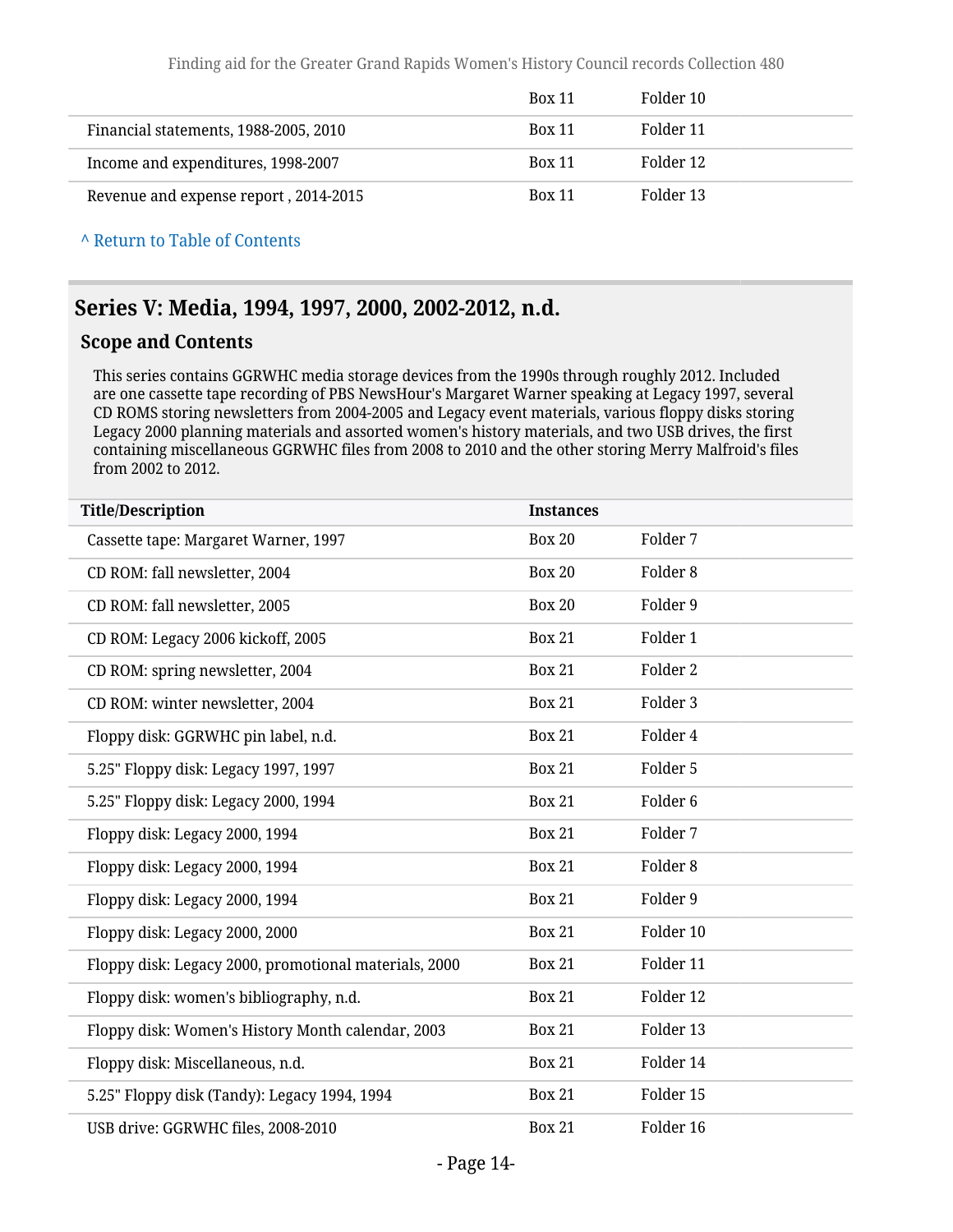| | Box 11 | Folder 10 |
|---|---|---|
| Financial statements, 1988-2005, 2010 | Box 11 | Folder 11 |
| Income and expenditures, 1998-2007 | Box 11 | Folder 12 |
| Revenue and expense report , 2014-2015 | Box 11 | Folder 13 |

^ Return to Table of Contents

## Series V: Media, 1994, 1997, 2000, 2002-2012, n.d.

### Scope and Contents

This series contains GGRWHC media storage devices from the 1990s through roughly 2012. Included are one cassette tape recording of PBS NewsHour's Margaret Warner speaking at Legacy 1997, several CD ROMS storing newsletters from 2004-2005 and Legacy event materials, various floppy disks storing Legacy 2000 planning materials and assorted women's history materials, and two USB drives, the first containing miscellaneous GGRWHC files from 2008 to 2010 and the other storing Merry Malfroid's files from 2002 to 2012.

| Title/Description | Instances | |
|---|---|---|
| Cassette tape: Margaret Warner, 1997 | Box 20 | Folder 7 |
| CD ROM: fall newsletter, 2004 | Box 20 | Folder 8 |
| CD ROM: fall newsletter, 2005 | Box 20 | Folder 9 |
| CD ROM: Legacy 2006 kickoff, 2005 | Box 21 | Folder 1 |
| CD ROM: spring newsletter, 2004 | Box 21 | Folder 2 |
| CD ROM: winter newsletter, 2004 | Box 21 | Folder 3 |
| Floppy disk: GGRWHC pin label, n.d. | Box 21 | Folder 4 |
| 5.25" Floppy disk: Legacy 1997, 1997 | Box 21 | Folder 5 |
| 5.25" Floppy disk: Legacy 2000, 1994 | Box 21 | Folder 6 |
| Floppy disk: Legacy 2000, 1994 | Box 21 | Folder 7 |
| Floppy disk: Legacy 2000, 1994 | Box 21 | Folder 8 |
| Floppy disk: Legacy 2000, 1994 | Box 21 | Folder 9 |
| Floppy disk: Legacy 2000, 2000 | Box 21 | Folder 10 |
| Floppy disk: Legacy 2000, promotional materials, 2000 | Box 21 | Folder 11 |
| Floppy disk: women's bibliography, n.d. | Box 21 | Folder 12 |
| Floppy disk: Women's History Month calendar, 2003 | Box 21 | Folder 13 |
| Floppy disk: Miscellaneous, n.d. | Box 21 | Folder 14 |
| 5.25" Floppy disk (Tandy): Legacy 1994, 1994 | Box 21 | Folder 15 |
| USB drive: GGRWHC files, 2008-2010 | Box 21 | Folder 16 |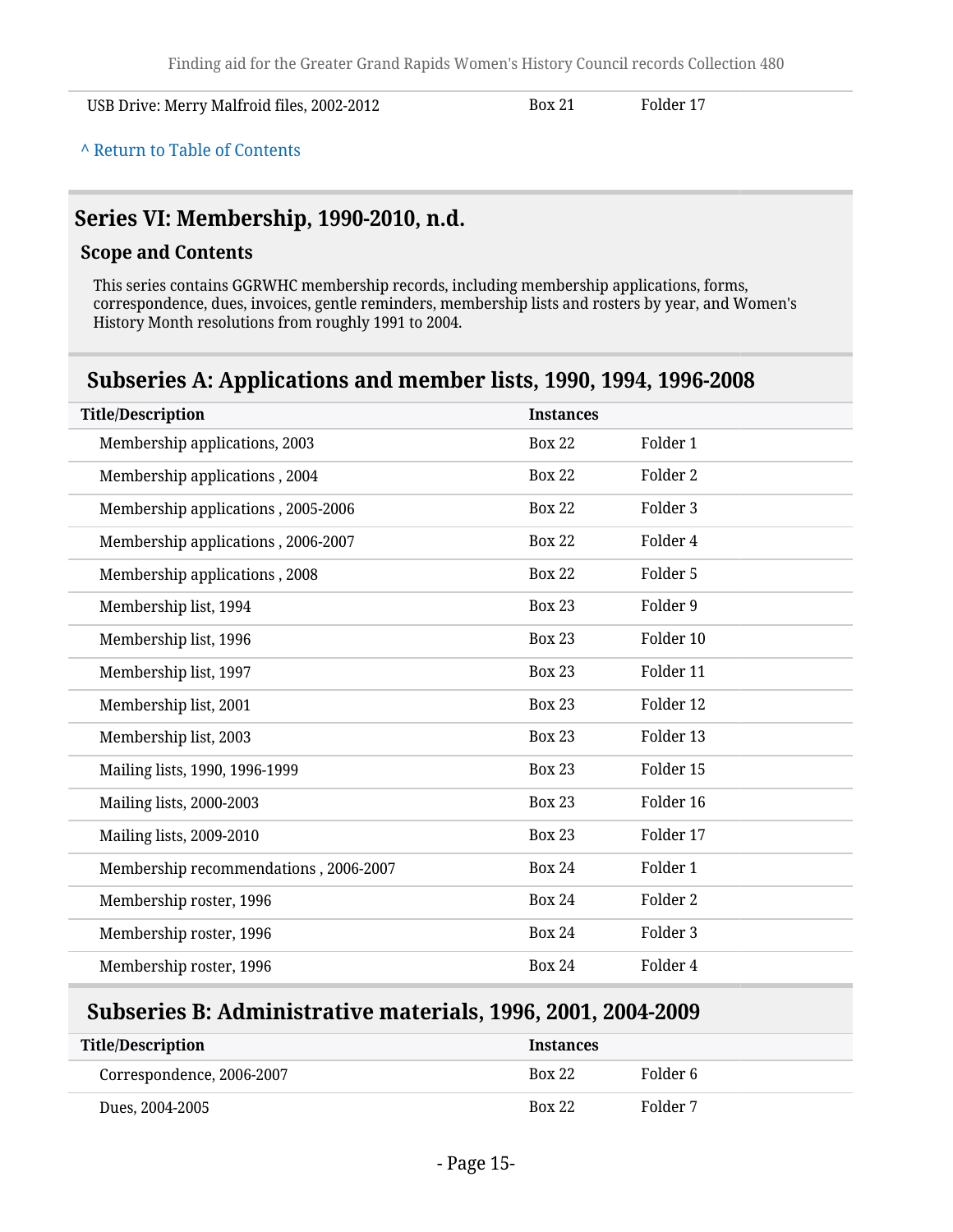| USB Drive: Merry Malfroid files, 2002-2012 | Box 21 | Folder 17 |
|---|---|---|

^ Return to Table of Contents

## Series VI: Membership, 1990-2010, n.d.

### Scope and Contents

This series contains GGRWHC membership records, including membership applications, forms, correspondence, dues, invoices, gentle reminders, membership lists and rosters by year, and Women's History Month resolutions from roughly 1991 to 2004.

### Subseries A: Applications and member lists, 1990, 1994, 1996-2008

| Title/Description | Instances | |
|---|---|---|
| Membership applications, 2003 | Box 22 | Folder 1 |
| Membership applications , 2004 | Box 22 | Folder 2 |
| Membership applications , 2005-2006 | Box 22 | Folder 3 |
| Membership applications , 2006-2007 | Box 22 | Folder 4 |
| Membership applications , 2008 | Box 22 | Folder 5 |
| Membership list, 1994 | Box 23 | Folder 9 |
| Membership list, 1996 | Box 23 | Folder 10 |
| Membership list, 1997 | Box 23 | Folder 11 |
| Membership list, 2001 | Box 23 | Folder 12 |
| Membership list, 2003 | Box 23 | Folder 13 |
| Mailing lists, 1990, 1996-1999 | Box 23 | Folder 15 |
| Mailing lists, 2000-2003 | Box 23 | Folder 16 |
| Mailing lists, 2009-2010 | Box 23 | Folder 17 |
| Membership recommendations , 2006-2007 | Box 24 | Folder 1 |
| Membership roster, 1996 | Box 24 | Folder 2 |
| Membership roster, 1996 | Box 24 | Folder 3 |
| Membership roster, 1996 | Box 24 | Folder 4 |

### Subseries B: Administrative materials, 1996, 2001, 2004-2009

| Title/Description | Instances | |
|---|---|---|
| Correspondence, 2006-2007 | Box 22 | Folder 6 |
| Dues, 2004-2005 | Box 22 | Folder 7 |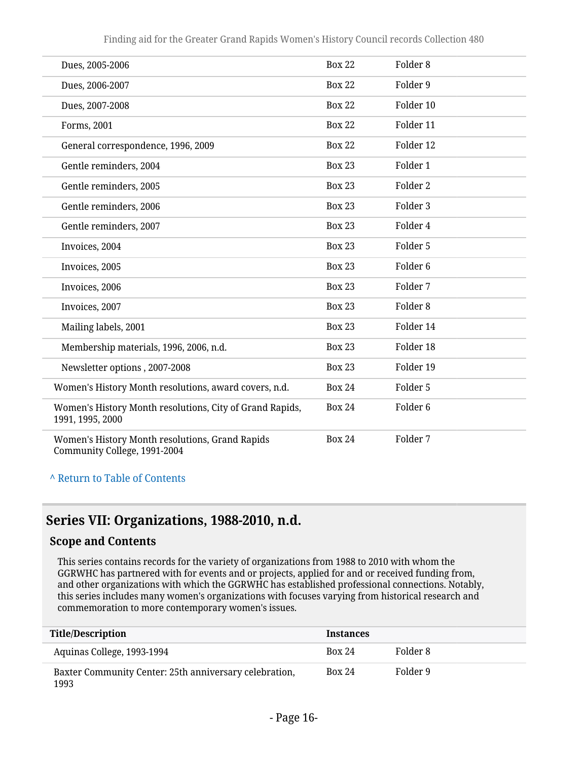| | | |
|---|---|---|
| Dues, 2005-2006 | Box 22 | Folder 8 |
| Dues, 2006-2007 | Box 22 | Folder 9 |
| Dues, 2007-2008 | Box 22 | Folder 10 |
| Forms, 2001 | Box 22 | Folder 11 |
| General correspondence, 1996, 2009 | Box 22 | Folder 12 |
| Gentle reminders, 2004 | Box 23 | Folder 1 |
| Gentle reminders, 2005 | Box 23 | Folder 2 |
| Gentle reminders, 2006 | Box 23 | Folder 3 |
| Gentle reminders, 2007 | Box 23 | Folder 4 |
| Invoices, 2004 | Box 23 | Folder 5 |
| Invoices, 2005 | Box 23 | Folder 6 |
| Invoices, 2006 | Box 23 | Folder 7 |
| Invoices, 2007 | Box 23 | Folder 8 |
| Mailing labels, 2001 | Box 23 | Folder 14 |
| Membership materials, 1996, 2006, n.d. | Box 23 | Folder 18 |
| Newsletter options , 2007-2008 | Box 23 | Folder 19 |
| Women's History Month resolutions, award covers, n.d. | Box 24 | Folder 5 |
| Women's History Month resolutions, City of Grand Rapids, 1991, 1995, 2000 | Box 24 | Folder 6 |
| Women's History Month resolutions, Grand Rapids Community College, 1991-2004 | Box 24 | Folder 7 |

^ Return to Table of Contents

## Series VII: Organizations, 1988-2010, n.d.

### Scope and Contents

This series contains records for the variety of organizations from 1988 to 2010 with whom the GGRWHC has partnered with for events and or projects, applied for and or received funding from, and other organizations with which the GGRWHC has established professional connections. Notably, this series includes many women's organizations with focuses varying from historical research and commemoration to more contemporary women's issues.

| Title/Description | Instances | |
|---|---|---|
| Aquinas College, 1993-1994 | Box 24 | Folder 8 |
| Baxter Community Center: 25th anniversary celebration, 1993 | Box 24 | Folder 9 |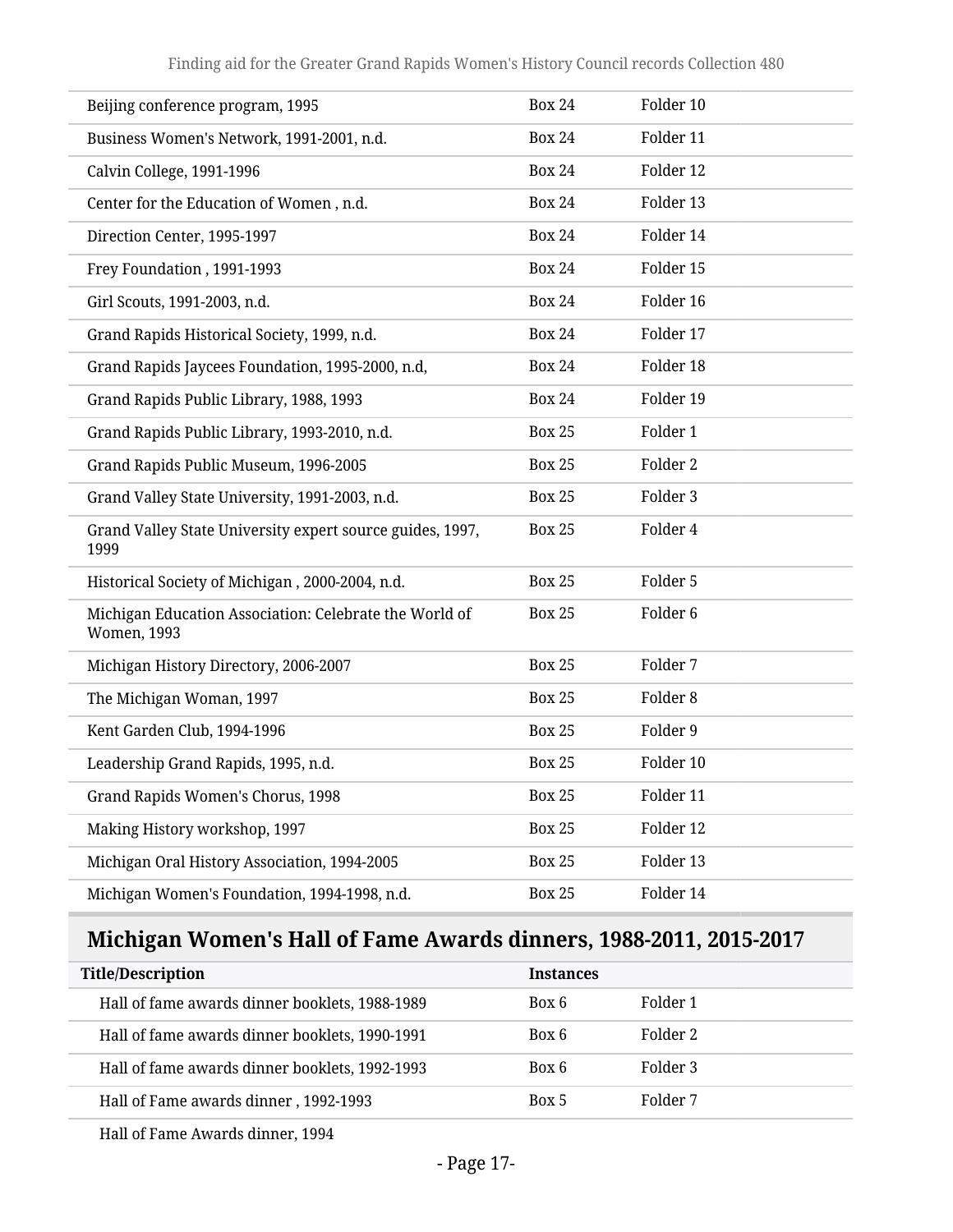| | | |
|---|---|---|
| Beijing conference program, 1995 | Box 24 | Folder 10 |
| Business Women's Network, 1991-2001, n.d. | Box 24 | Folder 11 |
| Calvin College, 1991-1996 | Box 24 | Folder 12 |
| Center for the Education of Women , n.d. | Box 24 | Folder 13 |
| Direction Center, 1995-1997 | Box 24 | Folder 14 |
| Frey Foundation , 1991-1993 | Box 24 | Folder 15 |
| Girl Scouts, 1991-2003, n.d. | Box 24 | Folder 16 |
| Grand Rapids Historical Society, 1999, n.d. | Box 24 | Folder 17 |
| Grand Rapids Jaycees Foundation, 1995-2000, n.d, | Box 24 | Folder 18 |
| Grand Rapids Public Library, 1988, 1993 | Box 24 | Folder 19 |
| Grand Rapids Public Library, 1993-2010, n.d. | Box 25 | Folder 1 |
| Grand Rapids Public Museum, 1996-2005 | Box 25 | Folder 2 |
| Grand Valley State University, 1991-2003, n.d. | Box 25 | Folder 3 |
| Grand Valley State University expert source guides, 1997, 1999 | Box 25 | Folder 4 |
| Historical Society of Michigan , 2000-2004, n.d. | Box 25 | Folder 5 |
| Michigan Education Association: Celebrate the World of Women, 1993 | Box 25 | Folder 6 |
| Michigan History Directory, 2006-2007 | Box 25 | Folder 7 |
| The Michigan Woman, 1997 | Box 25 | Folder 8 |
| Kent Garden Club, 1994-1996 | Box 25 | Folder 9 |
| Leadership Grand Rapids, 1995, n.d. | Box 25 | Folder 10 |
| Grand Rapids Women's Chorus, 1998 | Box 25 | Folder 11 |
| Making History workshop, 1997 | Box 25 | Folder 12 |
| Michigan Oral History Association, 1994-2005 | Box 25 | Folder 13 |
| Michigan Women's Foundation, 1994-1998, n.d. | Box 25 | Folder 14 |

## Michigan Women's Hall of Fame Awards dinners, 1988-2011, 2015-2017

| Title/Description | Instances | |
|---|---|---|
| Hall of fame awards dinner booklets, 1988-1989 | Box 6 | Folder 1 |
| Hall of fame awards dinner booklets, 1990-1991 | Box 6 | Folder 2 |
| Hall of fame awards dinner booklets, 1992-1993 | Box 6 | Folder 3 |
| Hall of Fame awards dinner , 1992-1993 | Box 5 | Folder 7 |
| Hall of Fame Awards dinner, 1994 | | |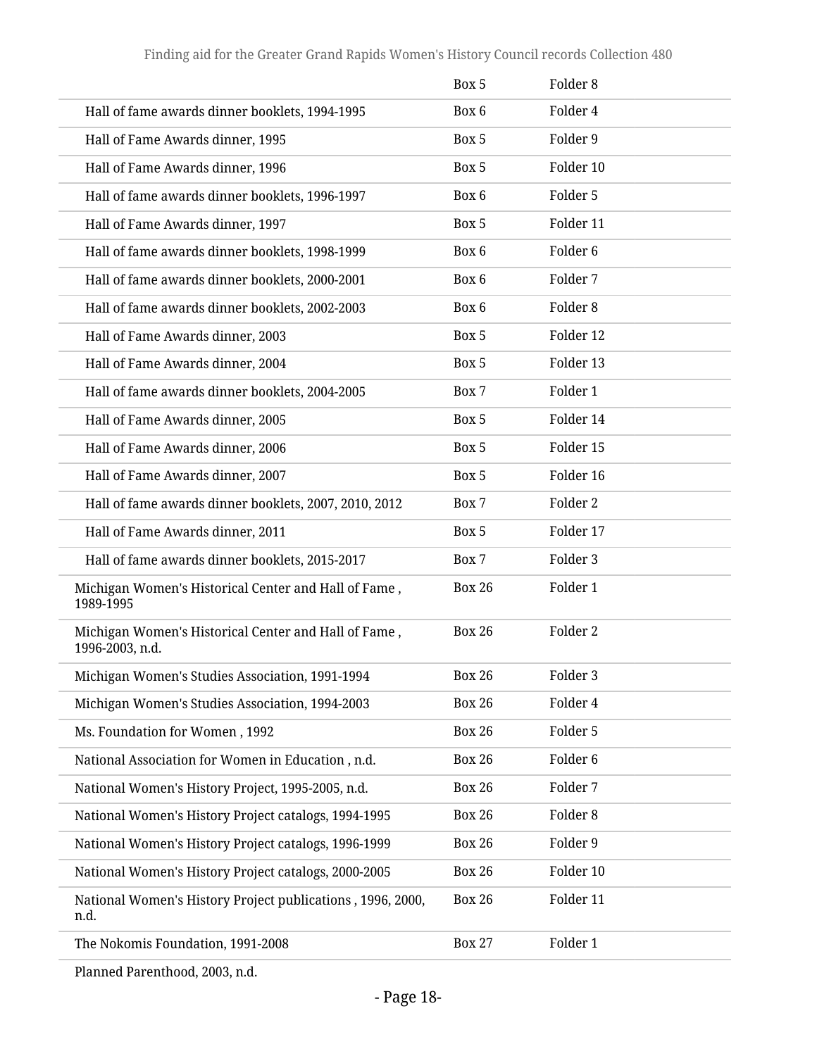| | | |
|---|---|---|
| | Box 5 | Folder 8 |
| Hall of fame awards dinner booklets, 1994-1995 | Box 6 | Folder 4 |
| Hall of Fame Awards dinner, 1995 | Box 5 | Folder 9 |
| Hall of Fame Awards dinner, 1996 | Box 5 | Folder 10 |
| Hall of fame awards dinner booklets, 1996-1997 | Box 6 | Folder 5 |
| Hall of Fame Awards dinner, 1997 | Box 5 | Folder 11 |
| Hall of fame awards dinner booklets, 1998-1999 | Box 6 | Folder 6 |
| Hall of fame awards dinner booklets, 2000-2001 | Box 6 | Folder 7 |
| Hall of fame awards dinner booklets, 2002-2003 | Box 6 | Folder 8 |
| Hall of Fame Awards dinner, 2003 | Box 5 | Folder 12 |
| Hall of Fame Awards dinner, 2004 | Box 5 | Folder 13 |
| Hall of fame awards dinner booklets, 2004-2005 | Box 7 | Folder 1 |
| Hall of Fame Awards dinner, 2005 | Box 5 | Folder 14 |
| Hall of Fame Awards dinner, 2006 | Box 5 | Folder 15 |
| Hall of Fame Awards dinner, 2007 | Box 5 | Folder 16 |
| Hall of fame awards dinner booklets, 2007, 2010, 2012 | Box 7 | Folder 2 |
| Hall of Fame Awards dinner, 2011 | Box 5 | Folder 17 |
| Hall of fame awards dinner booklets, 2015-2017 | Box 7 | Folder 3 |
| Michigan Women's Historical Center and Hall of Fame , 1989-1995 | Box 26 | Folder 1 |
| Michigan Women's Historical Center and Hall of Fame , 1996-2003, n.d. | Box 26 | Folder 2 |
| Michigan Women's Studies Association, 1991-1994 | Box 26 | Folder 3 |
| Michigan Women's Studies Association, 1994-2003 | Box 26 | Folder 4 |
| Ms. Foundation for Women , 1992 | Box 26 | Folder 5 |
| National Association for Women in Education , n.d. | Box 26 | Folder 6 |
| National Women's History Project, 1995-2005, n.d. | Box 26 | Folder 7 |
| National Women's History Project catalogs, 1994-1995 | Box 26 | Folder 8 |
| National Women's History Project catalogs, 1996-1999 | Box 26 | Folder 9 |
| National Women's History Project catalogs, 2000-2005 | Box 26 | Folder 10 |
| National Women's History Project publications , 1996, 2000, n.d. | Box 26 | Folder 11 |
| The Nokomis Foundation, 1991-2008 | Box 27 | Folder 1 |
| Planned Parenthood, 2003, n.d. | | |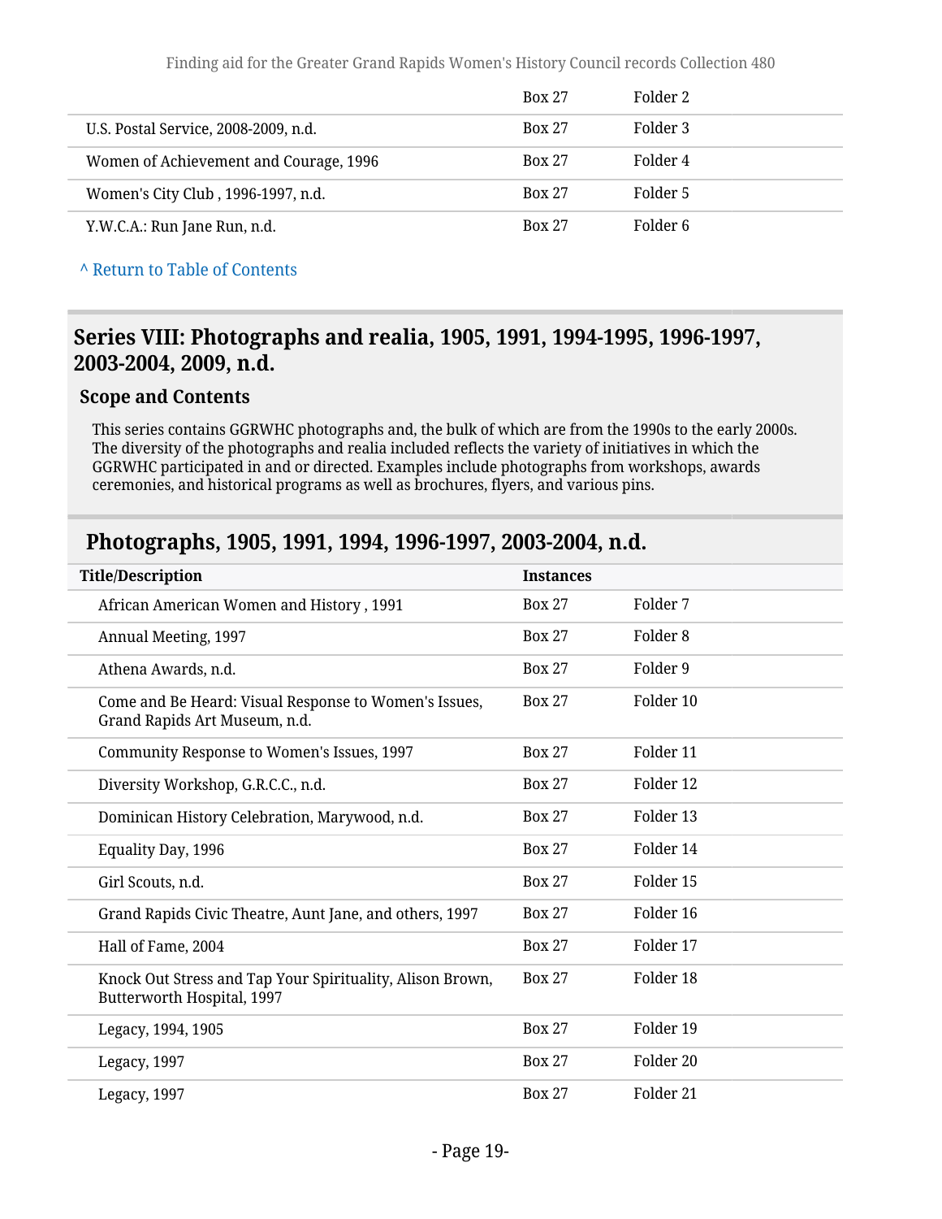| | | |
|---|---|---|
| | Box 27 | Folder 2 |
| U.S. Postal Service, 2008-2009, n.d. | Box 27 | Folder 3 |
| Women of Achievement and Courage, 1996 | Box 27 | Folder 4 |
| Women's City Club , 1996-1997, n.d. | Box 27 | Folder 5 |
| Y.W.C.A.: Run Jane Run, n.d. | Box 27 | Folder 6 |

^ Return to Table of Contents

## Series VIII: Photographs and realia, 1905, 1991, 1994-1995, 1996-1997, 2003-2004, 2009, n.d.

### Scope and Contents

This series contains GGRWHC photographs and, the bulk of which are from the 1990s to the early 2000s. The diversity of the photographs and realia included reflects the variety of initiatives in which the GGRWHC participated in and or directed. Examples include photographs from workshops, awards ceremonies, and historical programs as well as brochures, flyers, and various pins.

## Photographs, 1905, 1991, 1994, 1996-1997, 2003-2004, n.d.

| Title/Description | Instances | |
|---|---|---|
| African American Women and History , 1991 | Box 27 | Folder 7 |
| Annual Meeting, 1997 | Box 27 | Folder 8 |
| Athena Awards, n.d. | Box 27 | Folder 9 |
| Come and Be Heard: Visual Response to Women's Issues, Grand Rapids Art Museum, n.d. | Box 27 | Folder 10 |
| Community Response to Women's Issues, 1997 | Box 27 | Folder 11 |
| Diversity Workshop, G.R.C.C., n.d. | Box 27 | Folder 12 |
| Dominican History Celebration, Marywood, n.d. | Box 27 | Folder 13 |
| Equality Day, 1996 | Box 27 | Folder 14 |
| Girl Scouts, n.d. | Box 27 | Folder 15 |
| Grand Rapids Civic Theatre, Aunt Jane, and others, 1997 | Box 27 | Folder 16 |
| Hall of Fame, 2004 | Box 27 | Folder 17 |
| Knock Out Stress and Tap Your Spirituality, Alison Brown, Butterworth Hospital, 1997 | Box 27 | Folder 18 |
| Legacy, 1994, 1905 | Box 27 | Folder 19 |
| Legacy, 1997 | Box 27 | Folder 20 |
| Legacy, 1997 | Box 27 | Folder 21 |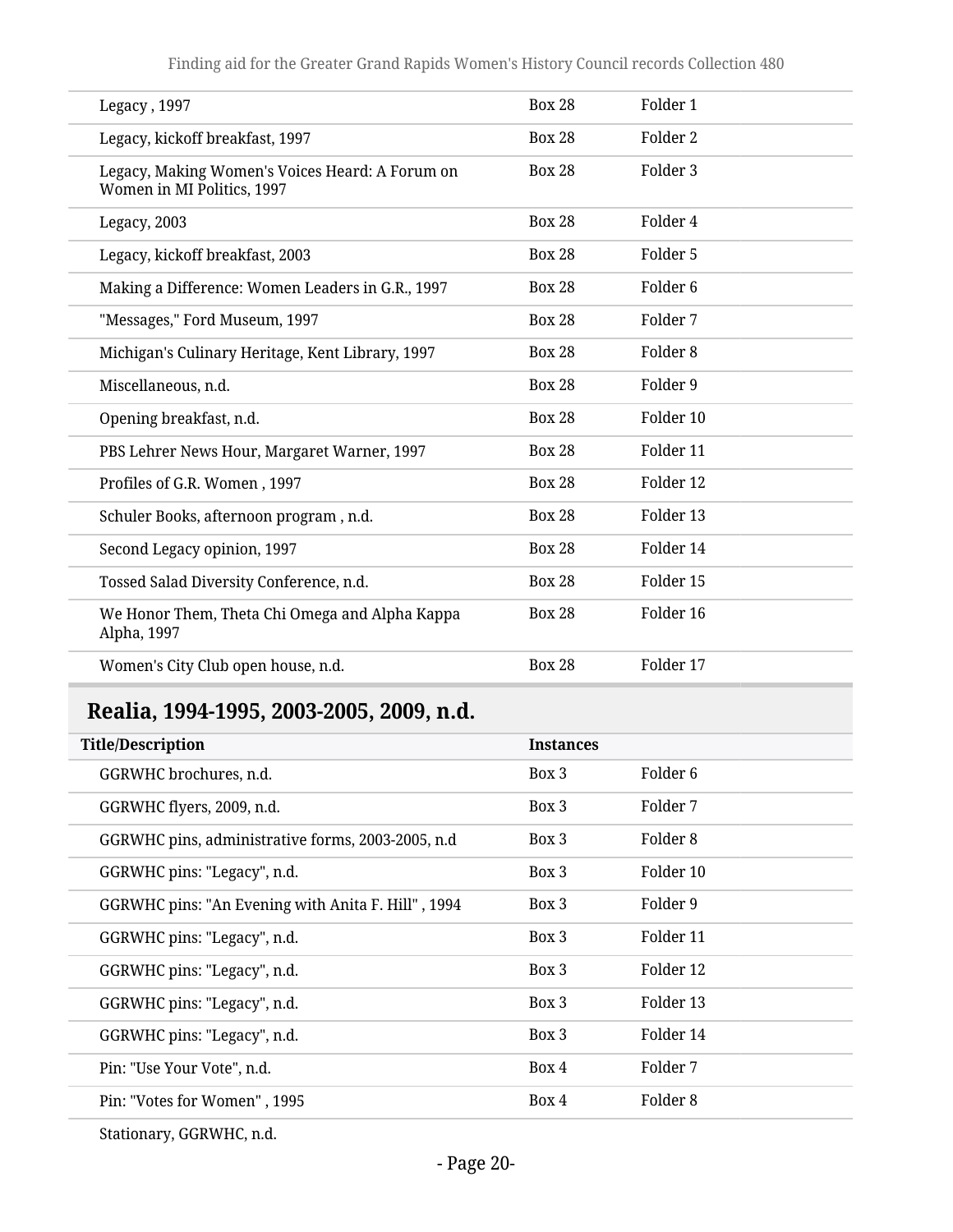| | | |
|---|---|---|
| Legacy , 1997 | Box 28 | Folder 1 |
| Legacy, kickoff breakfast, 1997 | Box 28 | Folder 2 |
| Legacy, Making Women's Voices Heard: A Forum on Women in MI Politics, 1997 | Box 28 | Folder 3 |
| Legacy, 2003 | Box 28 | Folder 4 |
| Legacy, kickoff breakfast, 2003 | Box 28 | Folder 5 |
| Making a Difference: Women Leaders in G.R., 1997 | Box 28 | Folder 6 |
| "Messages," Ford Museum, 1997 | Box 28 | Folder 7 |
| Michigan's Culinary Heritage, Kent Library, 1997 | Box 28 | Folder 8 |
| Miscellaneous, n.d. | Box 28 | Folder 9 |
| Opening breakfast, n.d. | Box 28 | Folder 10 |
| PBS Lehrer News Hour, Margaret Warner, 1997 | Box 28 | Folder 11 |
| Profiles of G.R. Women , 1997 | Box 28 | Folder 12 |
| Schuler Books, afternoon program , n.d. | Box 28 | Folder 13 |
| Second Legacy opinion, 1997 | Box 28 | Folder 14 |
| Tossed Salad Diversity Conference, n.d. | Box 28 | Folder 15 |
| We Honor Them, Theta Chi Omega and Alpha Kappa Alpha, 1997 | Box 28 | Folder 16 |
| Women's City Club open house, n.d. | Box 28 | Folder 17 |

## Realia, 1994-1995, 2003-2005, 2009, n.d.

| Title/Description | Instances | |
|---|---|---|
| GGRWHC brochures, n.d. | Box 3 | Folder 6 |
| GGRWHC flyers, 2009, n.d. | Box 3 | Folder 7 |
| GGRWHC pins, administrative forms, 2003-2005, n.d | Box 3 | Folder 8 |
| GGRWHC pins: "Legacy", n.d. | Box 3 | Folder 10 |
| GGRWHC pins: "An Evening with Anita F. Hill" , 1994 | Box 3 | Folder 9 |
| GGRWHC pins: "Legacy", n.d. | Box 3 | Folder 11 |
| GGRWHC pins: "Legacy", n.d. | Box 3 | Folder 12 |
| GGRWHC pins: "Legacy", n.d. | Box 3 | Folder 13 |
| GGRWHC pins: "Legacy", n.d. | Box 3 | Folder 14 |
| Pin: "Use Your Vote", n.d. | Box 4 | Folder 7 |
| Pin: "Votes for Women" , 1995 | Box 4 | Folder 8 |
| Stationary, GGRWHC, n.d. | | |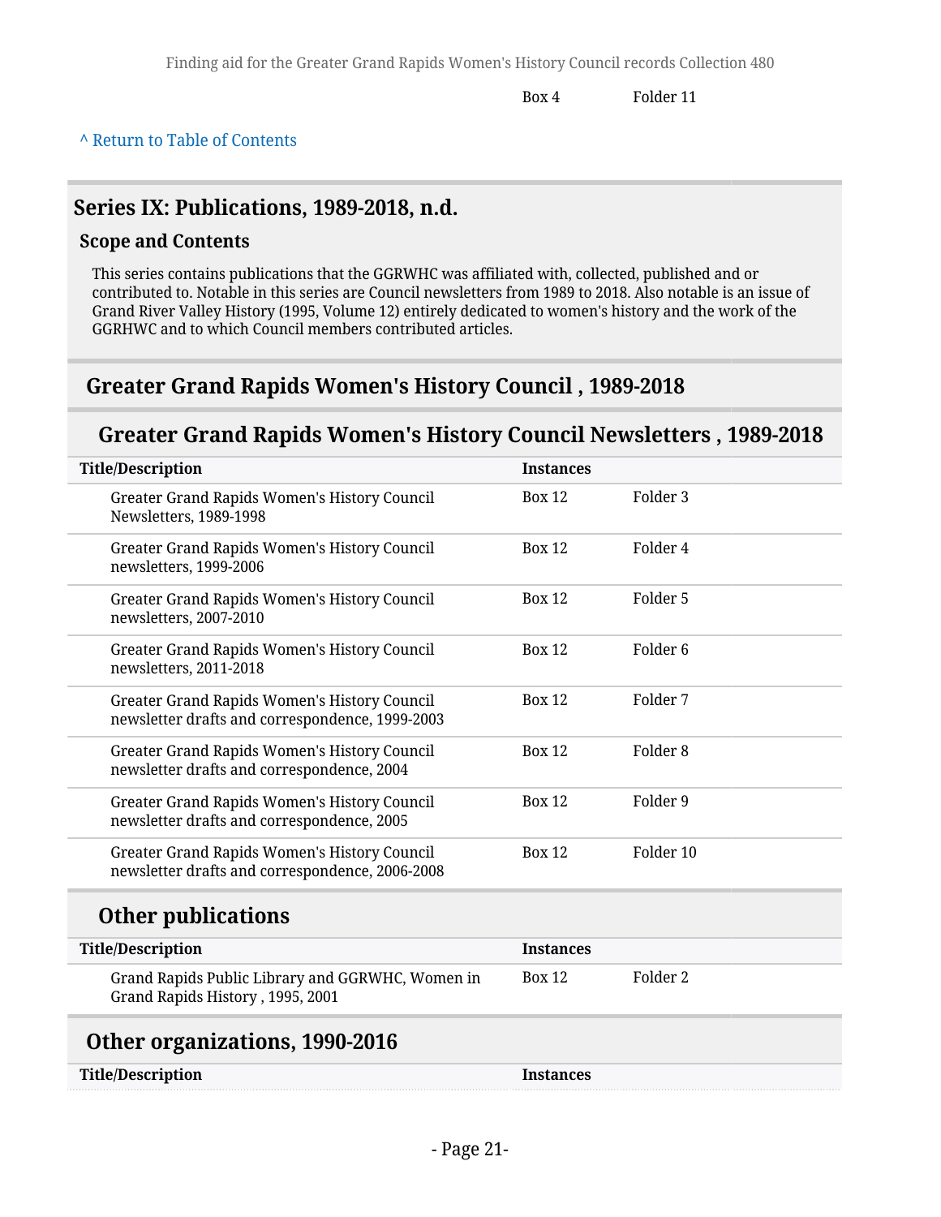| | Box 4 | Folder 11 |
|---|---|---|

^ Return to Table of Contents

## Series IX: Publications, 1989-2018, n.d.

### Scope and Contents

This series contains publications that the GGRWHC was affiliated with, collected, published and or contributed to. Notable in this series are Council newsletters from 1989 to 2018. Also notable is an issue of Grand River Valley History (1995, Volume 12) entirely dedicated to women's history and the work of the GGRHWC and to which Council members contributed articles.

### Greater Grand Rapids Women's History Council , 1989-2018

#### Greater Grand Rapids Women's History Council Newsletters , 1989-2018

| Title/Description | Instances | |
|---|---|---|
| Greater Grand Rapids Women's History Council Newsletters, 1989-1998 | Box 12 | Folder 3 |
| Greater Grand Rapids Women's History Council newsletters, 1999-2006 | Box 12 | Folder 4 |
| Greater Grand Rapids Women's History Council newsletters, 2007-2010 | Box 12 | Folder 5 |
| Greater Grand Rapids Women's History Council newsletters, 2011-2018 | Box 12 | Folder 6 |
| Greater Grand Rapids Women's History Council newsletter drafts and correspondence, 1999-2003 | Box 12 | Folder 7 |
| Greater Grand Rapids Women's History Council newsletter drafts and correspondence, 2004 | Box 12 | Folder 8 |
| Greater Grand Rapids Women's History Council newsletter drafts and correspondence, 2005 | Box 12 | Folder 9 |
| Greater Grand Rapids Women's History Council newsletter drafts and correspondence, 2006-2008 | Box 12 | Folder 10 |

#### Other publications

| Title/Description | Instances | |
|---|---|---|
| Grand Rapids Public Library and GGRWHC, Women in Grand Rapids History , 1995, 2001 | Box 12 | Folder 2 |

### Other organizations, 1990-2016

| Title/Description | Instances |
|---|---|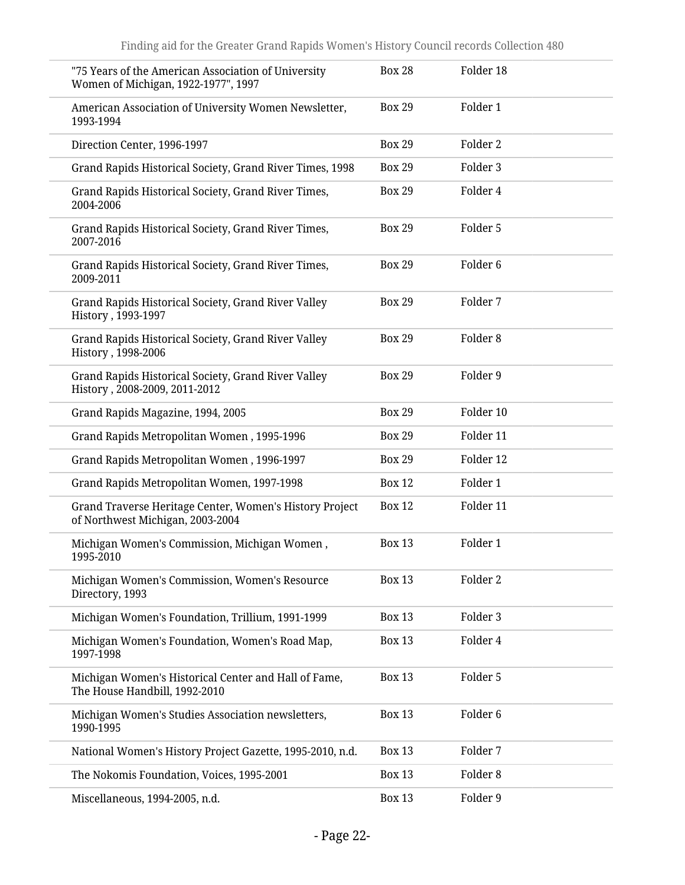| | | |
|---|---|---|
| "75 Years of the American Association of University Women of Michigan, 1922-1977", 1997 | Box 28 | Folder 18 |
| American Association of University Women Newsletter, 1993-1994 | Box 29 | Folder 1 |
| Direction Center, 1996-1997 | Box 29 | Folder 2 |
| Grand Rapids Historical Society, Grand River Times, 1998 | Box 29 | Folder 3 |
| Grand Rapids Historical Society, Grand River Times, 2004-2006 | Box 29 | Folder 4 |
| Grand Rapids Historical Society, Grand River Times, 2007-2016 | Box 29 | Folder 5 |
| Grand Rapids Historical Society, Grand River Times, 2009-2011 | Box 29 | Folder 6 |
| Grand Rapids Historical Society, Grand River Valley History , 1993-1997 | Box 29 | Folder 7 |
| Grand Rapids Historical Society, Grand River Valley History , 1998-2006 | Box 29 | Folder 8 |
| Grand Rapids Historical Society, Grand River Valley History , 2008-2009, 2011-2012 | Box 29 | Folder 9 |
| Grand Rapids Magazine, 1994, 2005 | Box 29 | Folder 10 |
| Grand Rapids Metropolitan Women , 1995-1996 | Box 29 | Folder 11 |
| Grand Rapids Metropolitan Women , 1996-1997 | Box 29 | Folder 12 |
| Grand Rapids Metropolitan Women, 1997-1998 | Box 12 | Folder 1 |
| Grand Traverse Heritage Center, Women's History Project of Northwest Michigan, 2003-2004 | Box 12 | Folder 11 |
| Michigan Women's Commission, Michigan Women , 1995-2010 | Box 13 | Folder 1 |
| Michigan Women's Commission, Women's Resource Directory, 1993 | Box 13 | Folder 2 |
| Michigan Women's Foundation, Trillium, 1991-1999 | Box 13 | Folder 3 |
| Michigan Women's Foundation, Women's Road Map, 1997-1998 | Box 13 | Folder 4 |
| Michigan Women's Historical Center and Hall of Fame, The House Handbill, 1992-2010 | Box 13 | Folder 5 |
| Michigan Women's Studies Association newsletters, 1990-1995 | Box 13 | Folder 6 |
| National Women's History Project Gazette, 1995-2010, n.d. | Box 13 | Folder 7 |
| The Nokomis Foundation, Voices, 1995-2001 | Box 13 | Folder 8 |
| Miscellaneous, 1994-2005, n.d. | Box 13 | Folder 9 |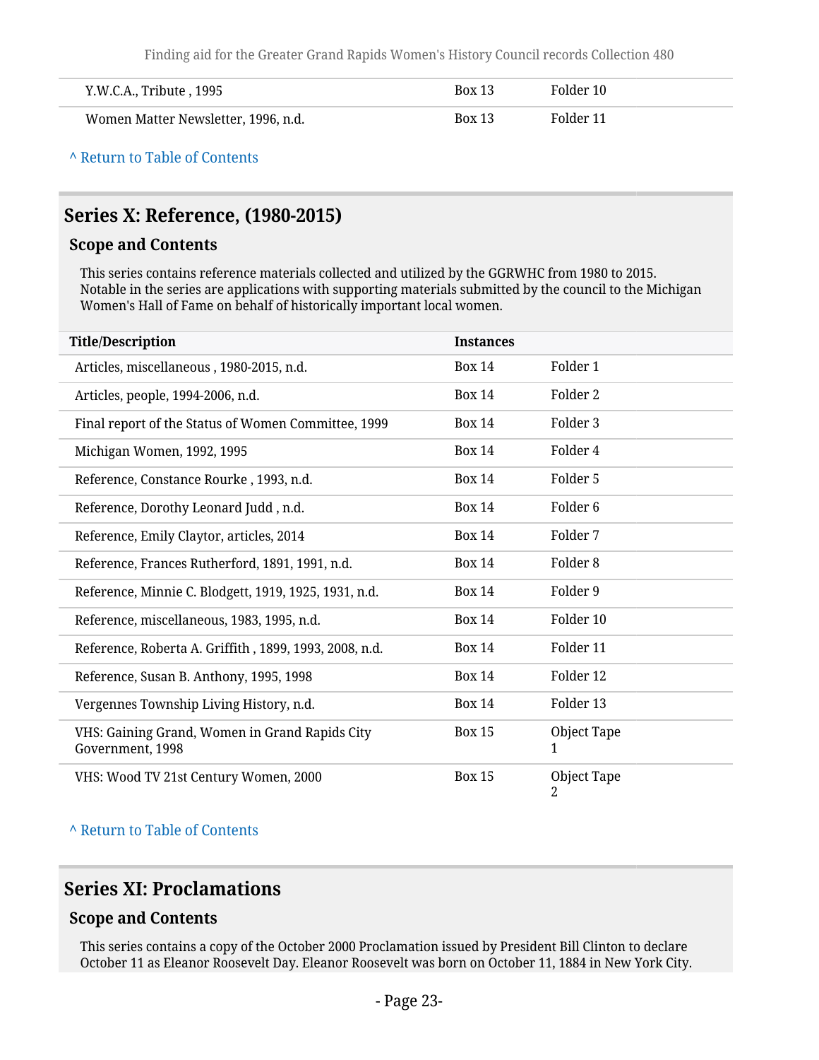| | | |
|---|---|---|
| Y.W.C.A., Tribute , 1995 | Box 13 | Folder 10 |
| Women Matter Newsletter, 1996, n.d. | Box 13 | Folder 11 |

^ Return to Table of Contents

## Series X: Reference, (1980-2015)

### Scope and Contents

This series contains reference materials collected and utilized by the GGRWHC from 1980 to 2015. Notable in the series are applications with supporting materials submitted by the council to the Michigan Women's Hall of Fame on behalf of historically important local women.

| Title/Description | Instances | |
|---|---|---|
| Articles, miscellaneous , 1980-2015, n.d. | Box 14 | Folder 1 |
| Articles, people, 1994-2006, n.d. | Box 14 | Folder 2 |
| Final report of the Status of Women Committee, 1999 | Box 14 | Folder 3 |
| Michigan Women, 1992, 1995 | Box 14 | Folder 4 |
| Reference, Constance Rourke , 1993, n.d. | Box 14 | Folder 5 |
| Reference, Dorothy Leonard Judd , n.d. | Box 14 | Folder 6 |
| Reference, Emily Claytor, articles, 2014 | Box 14 | Folder 7 |
| Reference, Frances Rutherford, 1891, 1991, n.d. | Box 14 | Folder 8 |
| Reference, Minnie C. Blodgett, 1919, 1925, 1931, n.d. | Box 14 | Folder 9 |
| Reference, miscellaneous, 1983, 1995, n.d. | Box 14 | Folder 10 |
| Reference, Roberta A. Griffith , 1899, 1993, 2008, n.d. | Box 14 | Folder 11 |
| Reference, Susan B. Anthony, 1995, 1998 | Box 14 | Folder 12 |
| Vergennes Township Living History, n.d. | Box 14 | Folder 13 |
| VHS: Gaining Grand, Women in Grand Rapids City Government, 1998 | Box 15 | Object Tape 1 |
| VHS: Wood TV 21st Century Women, 2000 | Box 15 | Object Tape 2 |

^ Return to Table of Contents

## Series XI: Proclamations

### Scope and Contents

This series contains a copy of the October 2000 Proclamation issued by President Bill Clinton to declare October 11 as Eleanor Roosevelt Day. Eleanor Roosevelt was born on October 11, 1884 in New York City.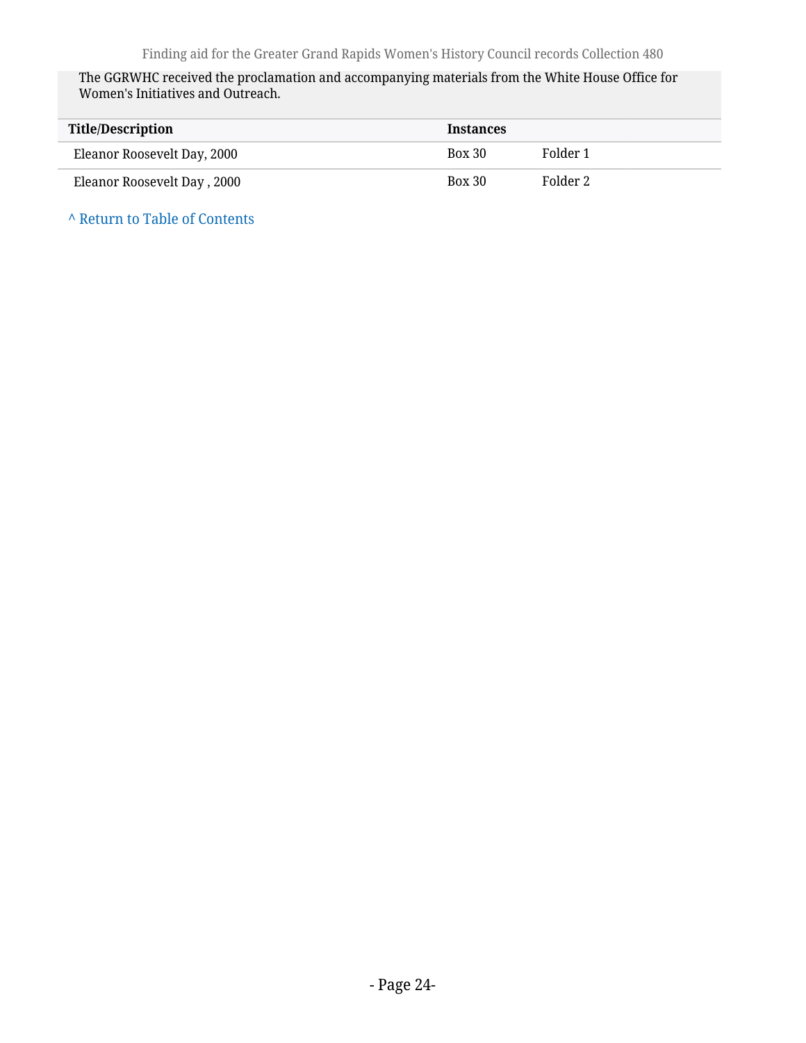The GGRWHC received the proclamation and accompanying materials from the White House Office for Women's Initiatives and Outreach.

| Title/Description | Instances | |
|---|---|---|
| Eleanor Roosevelt Day, 2000 | Box 30 | Folder 1 |
| Eleanor Roosevelt Day , 2000 | Box 30 | Folder 2 |

^ Return to Table of Contents